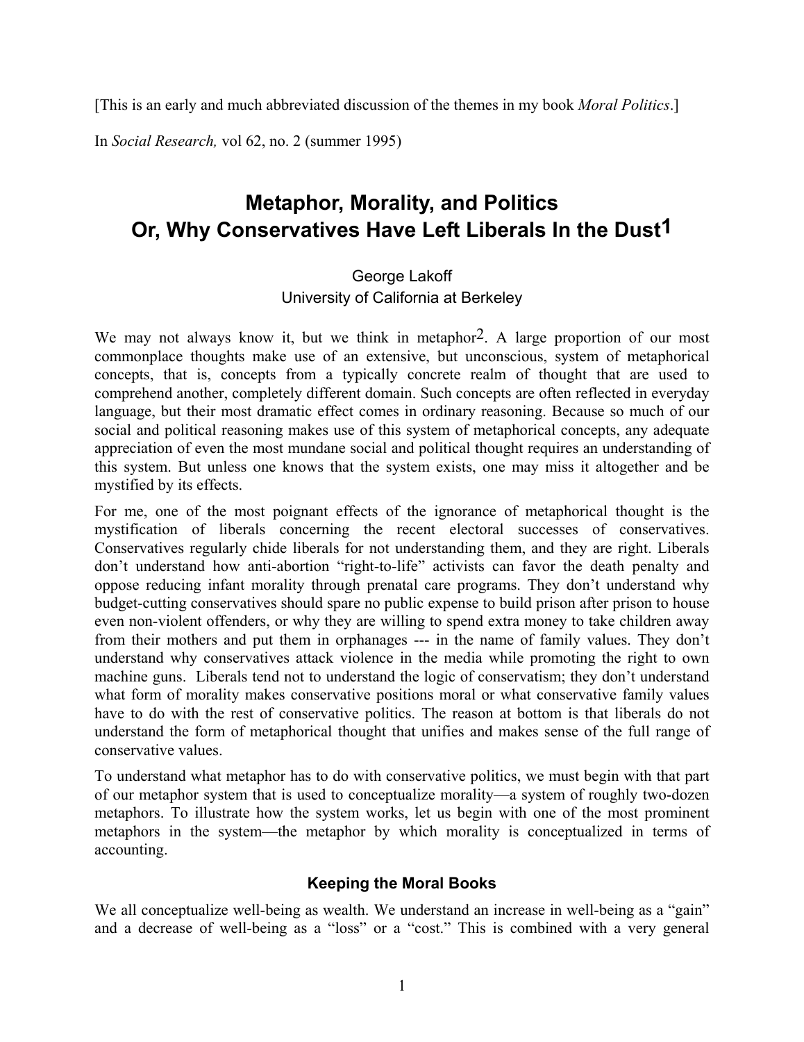[This is an early and much abbreviated discussion of the themes in my book *Moral Politics*.]

In *Social Research,* vol 62, no. 2 (summer 1995)

# Metaphor, Morality, and Politics
# Or, Why Conservatives Have Left Liberals In the Dust[1]

George Lakoff
University of California at Berkeley

We may not always know it, but we think in metaphor[2]. A large proportion of our most commonplace thoughts make use of an extensive, but unconscious, system of metaphorical concepts, that is, concepts from a typically concrete realm of thought that are used to comprehend another, completely different domain. Such concepts are often reflected in everyday language, but their most dramatic effect comes in ordinary reasoning. Because so much of our social and political reasoning makes use of this system of metaphorical concepts, any adequate appreciation of even the most mundane social and political thought requires an understanding of this system. But unless one knows that the system exists, one may miss it altogether and be mystified by its effects.

For me, one of the most poignant effects of the ignorance of metaphorical thought is the mystification of liberals concerning the recent electoral successes of conservatives. Conservatives regularly chide liberals for not understanding them, and they are right. Liberals don't understand how anti-abortion "right-to-life" activists can favor the death penalty and oppose reducing infant morality through prenatal care programs. They don't understand why budget-cutting conservatives should spare no public expense to build prison after prison to house even non-violent offenders, or why they are willing to spend extra money to take children away from their mothers and put them in orphanages --- in the name of family values. They don't understand why conservatives attack violence in the media while promoting the right to own machine guns. Liberals tend not to understand the logic of conservatism; they don't understand what form of morality makes conservative positions moral or what conservative family values have to do with the rest of conservative politics. The reason at bottom is that liberals do not understand the form of metaphorical thought that unifies and makes sense of the full range of conservative values.

To understand what metaphor has to do with conservative politics, we must begin with that part of our metaphor system that is used to conceptualize morality—a system of roughly two-dozen metaphors. To illustrate how the system works, let us begin with one of the most prominent metaphors in the system—the metaphor by which morality is conceptualized in terms of accounting.

### Keeping the Moral Books

We all conceptualize well-being as wealth. We understand an increase in well-being as a "gain" and a decrease of well-being as a "loss" or a "cost." This is combined with a very general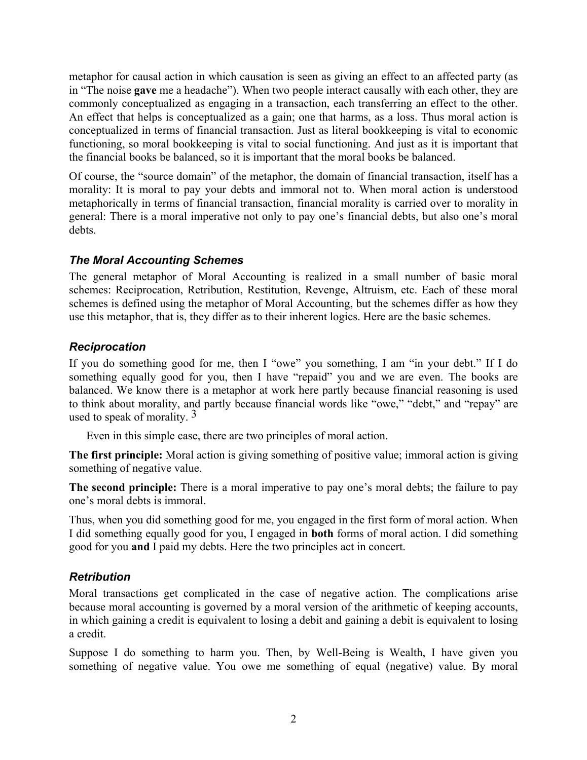metaphor for causal action in which causation is seen as giving an effect to an affected party (as in "The noise **gave** me a headache"). When two people interact causally with each other, they are commonly conceptualized as engaging in a transaction, each transferring an effect to the other. An effect that helps is conceptualized as a gain; one that harms, as a loss. Thus moral action is conceptualized in terms of financial transaction. Just as literal bookkeeping is vital to economic functioning, so moral bookkeeping is vital to social functioning. And just as it is important that the financial books be balanced, so it is important that the moral books be balanced.

Of course, the "source domain" of the metaphor, the domain of financial transaction, itself has a morality: It is moral to pay your debts and immoral not to. When moral action is understood metaphorically in terms of financial transaction, financial morality is carried over to morality in general: There is a moral imperative not only to pay one's financial debts, but also one's moral debts.

### *The Moral Accounting Schemes*

The general metaphor of Moral Accounting is realized in a small number of basic moral schemes: Reciprocation, Retribution, Restitution, Revenge, Altruism, etc. Each of these moral schemes is defined using the metaphor of Moral Accounting, but the schemes differ as how they use this metaphor, that is, they differ as to their inherent logics. Here are the basic schemes.

### *Reciprocation*

If you do something good for me, then I "owe" you something, I am "in your debt." If I do something equally good for you, then I have "repaid" you and we are even. The books are balanced. We know there is a metaphor at work here partly because financial reasoning is used to think about morality, and partly because financial words like "owe," "debt," and "repay" are used to speak of morality. [3]

Even in this simple case, there are two principles of moral action.

**The first principle:** Moral action is giving something of positive value; immoral action is giving something of negative value.

**The second principle:** There is a moral imperative to pay one's moral debts; the failure to pay one's moral debts is immoral.

Thus, when you did something good for me, you engaged in the first form of moral action. When I did something equally good for you, I engaged in **both** forms of moral action. I did something good for you **and** I paid my debts. Here the two principles act in concert.

### *Retribution*

Moral transactions get complicated in the case of negative action. The complications arise because moral accounting is governed by a moral version of the arithmetic of keeping accounts, in which gaining a credit is equivalent to losing a debit and gaining a debit is equivalent to losing a credit.

Suppose I do something to harm you. Then, by Well-Being is Wealth, I have given you something of negative value. You owe me something of equal (negative) value. By moral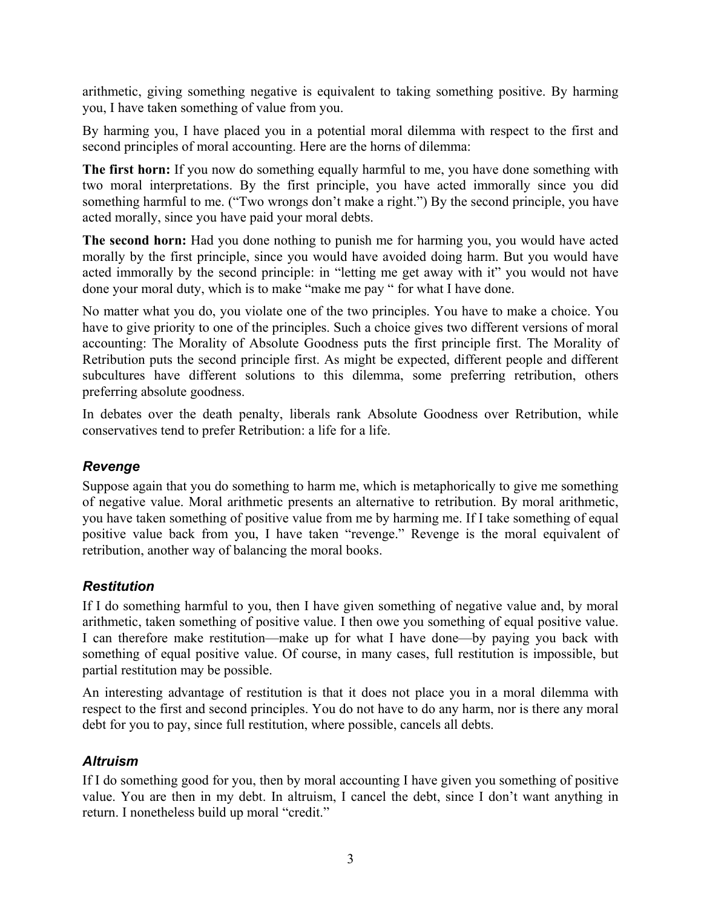arithmetic, giving something negative is equivalent to taking something positive. By harming you, I have taken something of value from you.

By harming you, I have placed you in a potential moral dilemma with respect to the first and second principles of moral accounting. Here are the horns of dilemma:

**The first horn:** If you now do something equally harmful to me, you have done something with two moral interpretations. By the first principle, you have acted immorally since you did something harmful to me. ("Two wrongs don't make a right.") By the second principle, you have acted morally, since you have paid your moral debts.

**The second horn:** Had you done nothing to punish me for harming you, you would have acted morally by the first principle, since you would have avoided doing harm. But you would have acted immorally by the second principle: in "letting me get away with it" you would not have done your moral duty, which is to make "make me pay " for what I have done.

No matter what you do, you violate one of the two principles. You have to make a choice. You have to give priority to one of the principles. Such a choice gives two different versions of moral accounting: The Morality of Absolute Goodness puts the first principle first. The Morality of Retribution puts the second principle first. As might be expected, different people and different subcultures have different solutions to this dilemma, some preferring retribution, others preferring absolute goodness.

In debates over the death penalty, liberals rank Absolute Goodness over Retribution, while conservatives tend to prefer Retribution: a life for a life.

### *Revenge*

Suppose again that you do something to harm me, which is metaphorically to give me something of negative value. Moral arithmetic presents an alternative to retribution. By moral arithmetic, you have taken something of positive value from me by harming me. If I take something of equal positive value back from you, I have taken "revenge." Revenge is the moral equivalent of retribution, another way of balancing the moral books.

### *Restitution*

If I do something harmful to you, then I have given something of negative value and, by moral arithmetic, taken something of positive value. I then owe you something of equal positive value. I can therefore make restitution—make up for what I have done—by paying you back with something of equal positive value. Of course, in many cases, full restitution is impossible, but partial restitution may be possible.

An interesting advantage of restitution is that it does not place you in a moral dilemma with respect to the first and second principles. You do not have to do any harm, nor is there any moral debt for you to pay, since full restitution, where possible, cancels all debts.

### *Altruism*

If I do something good for you, then by moral accounting I have given you something of positive value. You are then in my debt. In altruism, I cancel the debt, since I don't want anything in return. I nonetheless build up moral "credit."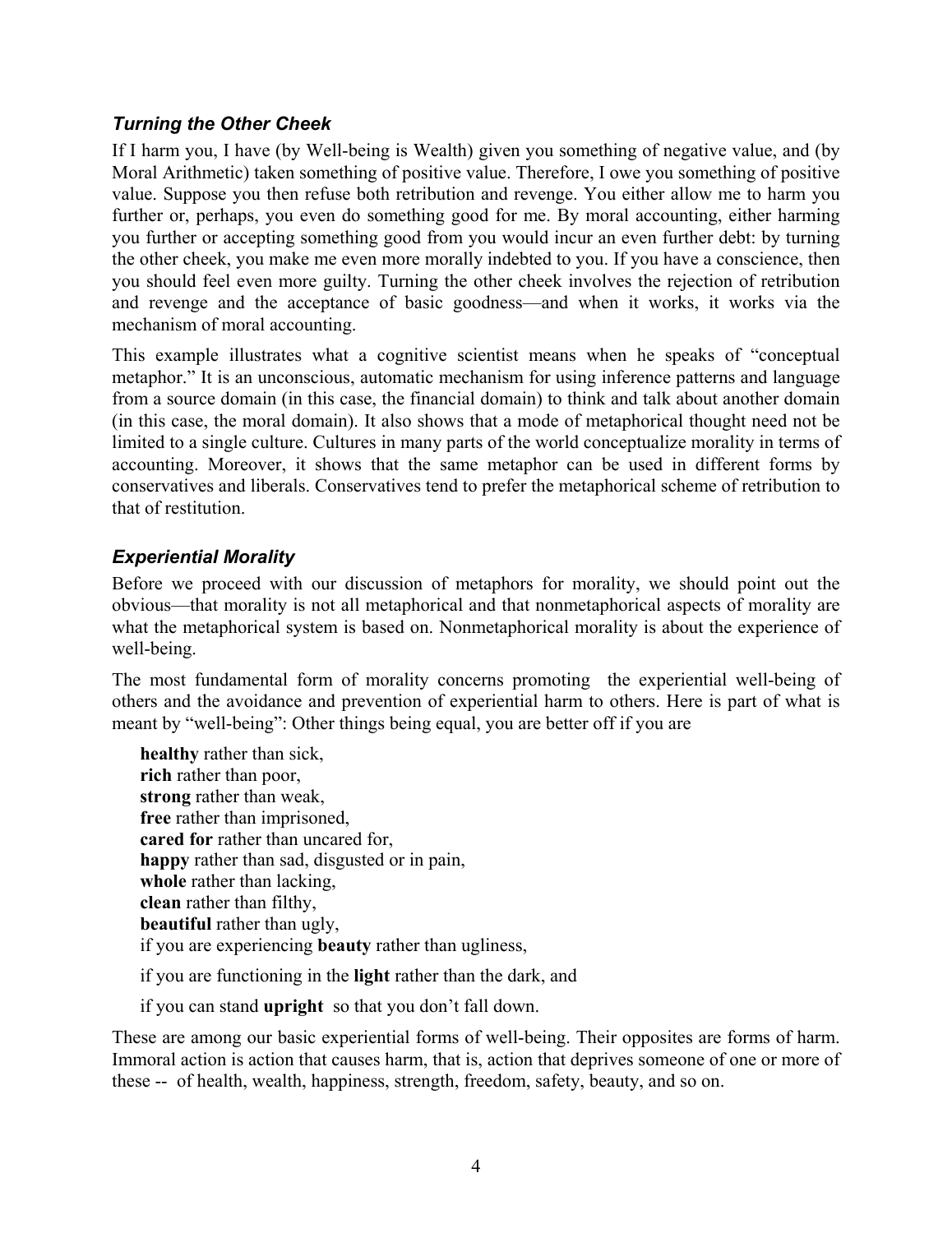### *Turning the Other Cheek*

If I harm you, I have (by Well-being is Wealth) given you something of negative value, and (by Moral Arithmetic) taken something of positive value. Therefore, I owe you something of positive value. Suppose you then refuse both retribution and revenge. You either allow me to harm you further or, perhaps, you even do something good for me. By moral accounting, either harming you further or accepting something good from you would incur an even further debt: by turning the other cheek, you make me even more morally indebted to you. If you have a conscience, then you should feel even more guilty. Turning the other cheek involves the rejection of retribution and revenge and the acceptance of basic goodness—and when it works, it works via the mechanism of moral accounting.

This example illustrates what a cognitive scientist means when he speaks of "conceptual metaphor." It is an unconscious, automatic mechanism for using inference patterns and language from a source domain (in this case, the financial domain) to think and talk about another domain (in this case, the moral domain). It also shows that a mode of metaphorical thought need not be limited to a single culture. Cultures in many parts of the world conceptualize morality in terms of accounting. Moreover, it shows that the same metaphor can be used in different forms by conservatives and liberals. Conservatives tend to prefer the metaphorical scheme of retribution to that of restitution.

### *Experiential Morality*

Before we proceed with our discussion of metaphors for morality, we should point out the obvious—that morality is not all metaphorical and that nonmetaphorical aspects of morality are what the metaphorical system is based on. Nonmetaphorical morality is about the experience of well-being.

The most fundamental form of morality concerns promoting the experiential well-being of others and the avoidance and prevention of experiential harm to others. Here is part of what is meant by "well-being": Other things being equal, you are better off if you are

**healthy** rather than sick,  
**rich** rather than poor,  
**strong** rather than weak,  
**free** rather than imprisoned,  
**cared for** rather than uncared for,  
**happy** rather than sad, disgusted or in pain,  
**whole** rather than lacking,  
**clean** rather than filthy,  
**beautiful** rather than ugly,  
if you are experiencing **beauty** rather than ugliness,

if you are functioning in the **light** rather than the dark, and

if you can stand **upright** so that you don't fall down.

These are among our basic experiential forms of well-being. Their opposites are forms of harm. Immoral action is action that causes harm, that is, action that deprives someone of one or more of these -- of health, wealth, happiness, strength, freedom, safety, beauty, and so on.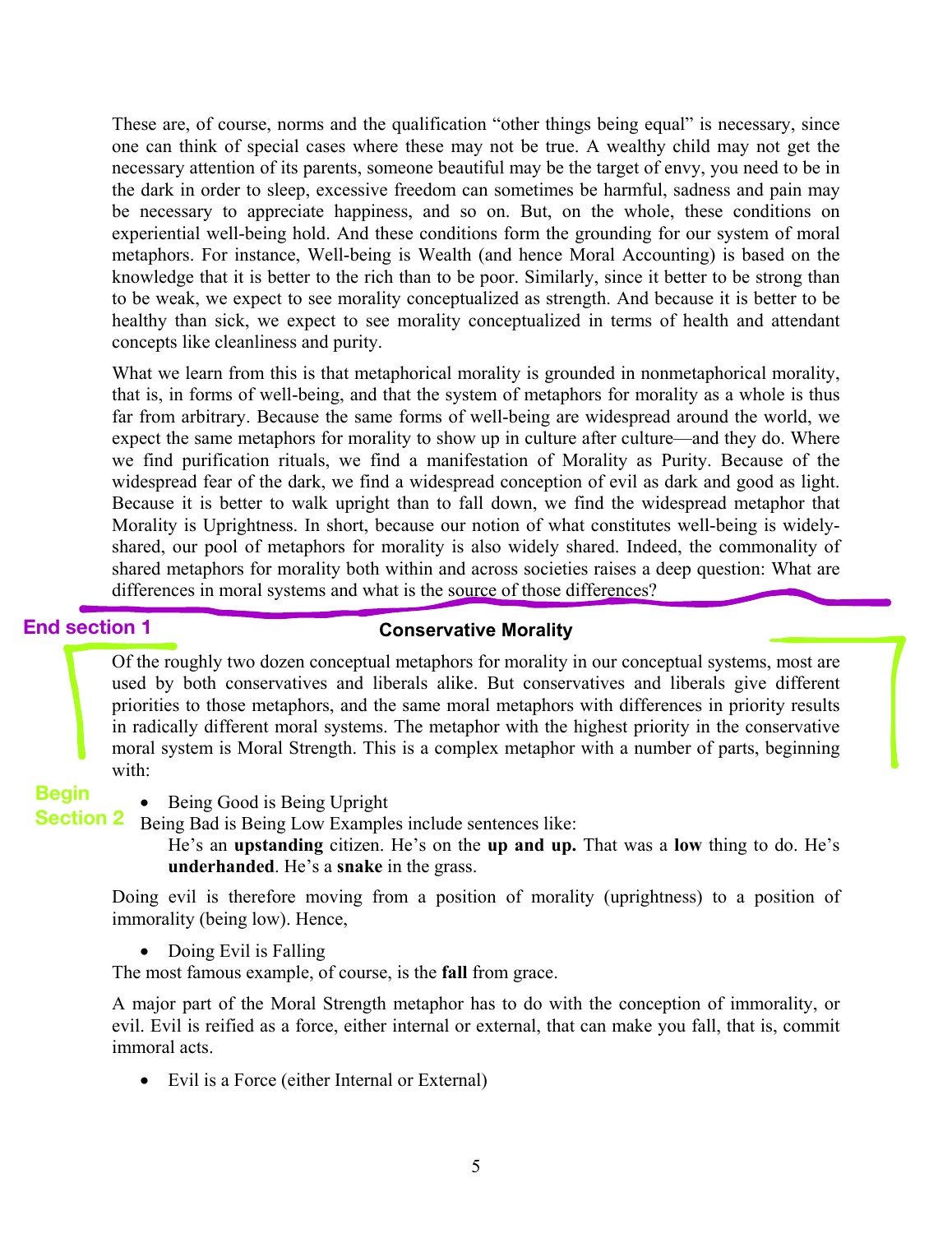These are, of course, norms and the qualification "other things being equal" is necessary, since one can think of special cases where these may not be true. A wealthy child may not get the necessary attention of its parents, someone beautiful may be the target of envy, you need to be in the dark in order to sleep, excessive freedom can sometimes be harmful, sadness and pain may be necessary to appreciate happiness, and so on. But, on the whole, these conditions on experiential well-being hold. And these conditions form the grounding for our system of moral metaphors. For instance, Well-being is Wealth (and hence Moral Accounting) is based on the knowledge that it is better to the rich than to be poor. Similarly, since it better to be strong than to be weak, we expect to see morality conceptualized as strength. And because it is better to be healthy than sick, we expect to see morality conceptualized in terms of health and attendant concepts like cleanliness and purity.

What we learn from this is that metaphorical morality is grounded in nonmetaphorical morality, that is, in forms of well-being, and that the system of metaphors for morality as a whole is thus far from arbitrary. Because the same forms of well-being are widespread around the world, we expect the same metaphors for morality to show up in culture after culture—and they do. Where we find purification rituals, we find a manifestation of Morality as Purity. Because of the widespread fear of the dark, we find a widespread conception of evil as dark and good as light. Because it is better to walk upright than to fall down, we find the widespread metaphor that Morality is Uprightness. In short, because our notion of what constitutes well-being is widely-shared, our pool of metaphors for morality is also widely shared. Indeed, the commonality of shared metaphors for morality both within and across societies raises a deep question: What are differences in moral systems and what is the source of those differences?

End section 1

### Conservative Morality

Begin Section 2

Of the roughly two dozen conceptual metaphors for morality in our conceptual systems, most are used by both conservatives and liberals alike. But conservatives and liberals give different priorities to those metaphors, and the same moral metaphors with differences in priority results in radically different moral systems. The metaphor with the highest priority in the conservative moral system is Moral Strength. This is a complex metaphor with a number of parts, beginning with:

- Being Good is Being Upright

Being Bad is Being Low Examples include sentences like:

> He's an **upstanding** citizen. He's on the **up and up.** That was a **low** thing to do. He's **underhanded**. He's a **snake** in the grass.

Doing evil is therefore moving from a position of morality (uprightness) to a position of immorality (being low). Hence,

- Doing Evil is Falling

The most famous example, of course, is the **fall** from grace.

A major part of the Moral Strength metaphor has to do with the conception of immorality, or evil. Evil is reified as a force, either internal or external, that can make you fall, that is, commit immoral acts.

- Evil is a Force (either Internal or External)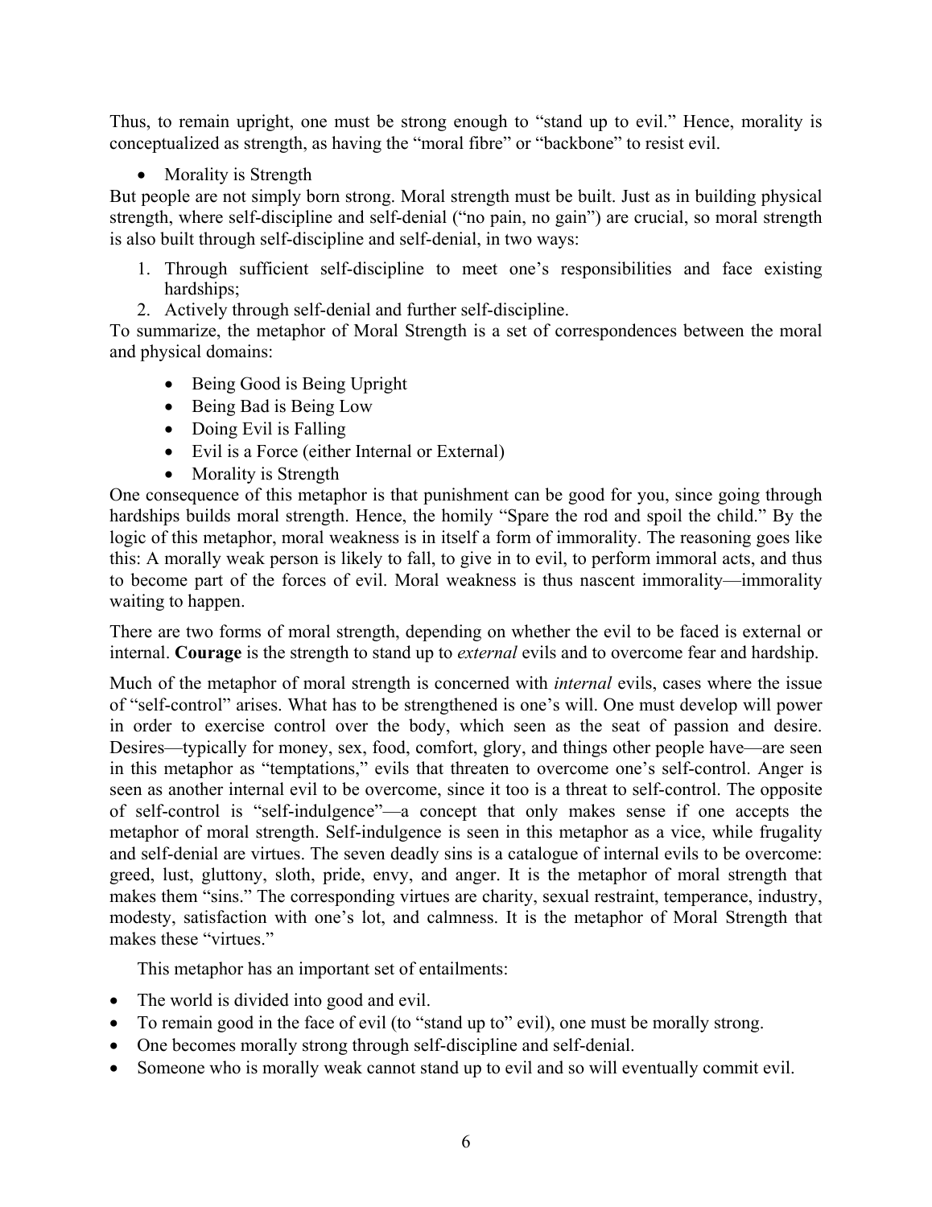Thus, to remain upright, one must be strong enough to "stand up to evil." Hence, morality is conceptualized as strength, as having the "moral fibre" or "backbone" to resist evil.

- Morality is Strength

But people are not simply born strong. Moral strength must be built. Just as in building physical strength, where self-discipline and self-denial ("no pain, no gain") are crucial, so moral strength is also built through self-discipline and self-denial, in two ways:

1. Through sufficient self-discipline to meet one's responsibilities and face existing hardships;
2. Actively through self-denial and further self-discipline.

To summarize, the metaphor of Moral Strength is a set of correspondences between the moral and physical domains:

- Being Good is Being Upright
- Being Bad is Being Low
- Doing Evil is Falling
- Evil is a Force (either Internal or External)
- Morality is Strength

One consequence of this metaphor is that punishment can be good for you, since going through hardships builds moral strength. Hence, the homily "Spare the rod and spoil the child." By the logic of this metaphor, moral weakness is in itself a form of immorality. The reasoning goes like this: A morally weak person is likely to fall, to give in to evil, to perform immoral acts, and thus to become part of the forces of evil. Moral weakness is thus nascent immorality—immorality waiting to happen.

There are two forms of moral strength, depending on whether the evil to be faced is external or internal. **Courage** is the strength to stand up to *external* evils and to overcome fear and hardship.

Much of the metaphor of moral strength is concerned with *internal* evils, cases where the issue of "self-control" arises. What has to be strengthened is one's will. One must develop will power in order to exercise control over the body, which seen as the seat of passion and desire. Desires—typically for money, sex, food, comfort, glory, and things other people have—are seen in this metaphor as "temptations," evils that threaten to overcome one's self-control. Anger is seen as another internal evil to be overcome, since it too is a threat to self-control. The opposite of self-control is "self-indulgence"—a concept that only makes sense if one accepts the metaphor of moral strength. Self-indulgence is seen in this metaphor as a vice, while frugality and self-denial are virtues. The seven deadly sins is a catalogue of internal evils to be overcome: greed, lust, gluttony, sloth, pride, envy, and anger. It is the metaphor of moral strength that makes them "sins." The corresponding virtues are charity, sexual restraint, temperance, industry, modesty, satisfaction with one's lot, and calmness. It is the metaphor of Moral Strength that makes these "virtues."

This metaphor has an important set of entailments:

- The world is divided into good and evil.
- To remain good in the face of evil (to "stand up to" evil), one must be morally strong.
- One becomes morally strong through self-discipline and self-denial.
- Someone who is morally weak cannot stand up to evil and so will eventually commit evil.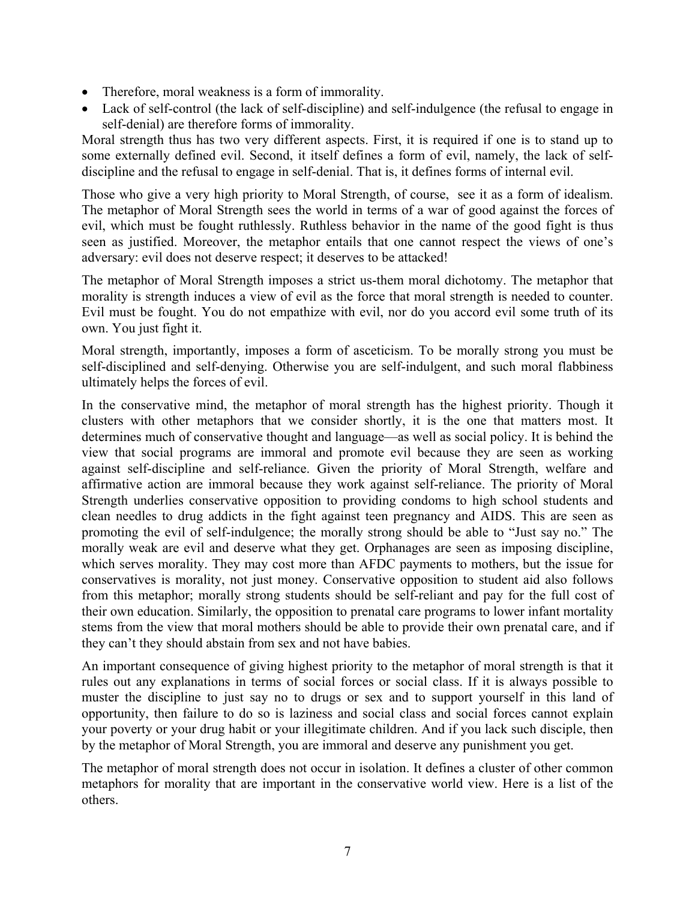- Therefore, moral weakness is a form of immorality.
- Lack of self-control (the lack of self-discipline) and self-indulgence (the refusal to engage in self-denial) are therefore forms of immorality.

Moral strength thus has two very different aspects. First, it is required if one is to stand up to some externally defined evil. Second, it itself defines a form of evil, namely, the lack of self-discipline and the refusal to engage in self-denial. That is, it defines forms of internal evil.

Those who give a very high priority to Moral Strength, of course, see it as a form of idealism. The metaphor of Moral Strength sees the world in terms of a war of good against the forces of evil, which must be fought ruthlessly. Ruthless behavior in the name of the good fight is thus seen as justified. Moreover, the metaphor entails that one cannot respect the views of one's adversary: evil does not deserve respect; it deserves to be attacked!

The metaphor of Moral Strength imposes a strict us-them moral dichotomy. The metaphor that morality is strength induces a view of evil as the force that moral strength is needed to counter. Evil must be fought. You do not empathize with evil, nor do you accord evil some truth of its own. You just fight it.

Moral strength, importantly, imposes a form of asceticism. To be morally strong you must be self-disciplined and self-denying. Otherwise you are self-indulgent, and such moral flabbiness ultimately helps the forces of evil.

In the conservative mind, the metaphor of moral strength has the highest priority. Though it clusters with other metaphors that we consider shortly, it is the one that matters most. It determines much of conservative thought and language—as well as social policy. It is behind the view that social programs are immoral and promote evil because they are seen as working against self-discipline and self-reliance. Given the priority of Moral Strength, welfare and affirmative action are immoral because they work against self-reliance. The priority of Moral Strength underlies conservative opposition to providing condoms to high school students and clean needles to drug addicts in the fight against teen pregnancy and AIDS. This are seen as promoting the evil of self-indulgence; the morally strong should be able to "Just say no." The morally weak are evil and deserve what they get. Orphanages are seen as imposing discipline, which serves morality. They may cost more than AFDC payments to mothers, but the issue for conservatives is morality, not just money. Conservative opposition to student aid also follows from this metaphor; morally strong students should be self-reliant and pay for the full cost of their own education. Similarly, the opposition to prenatal care programs to lower infant mortality stems from the view that moral mothers should be able to provide their own prenatal care, and if they can't they should abstain from sex and not have babies.

An important consequence of giving highest priority to the metaphor of moral strength is that it rules out any explanations in terms of social forces or social class. If it is always possible to muster the discipline to just say no to drugs or sex and to support yourself in this land of opportunity, then failure to do so is laziness and social class and social forces cannot explain your poverty or your drug habit or your illegitimate children. And if you lack such disciple, then by the metaphor of Moral Strength, you are immoral and deserve any punishment you get.

The metaphor of moral strength does not occur in isolation. It defines a cluster of other common metaphors for morality that are important in the conservative world view. Here is a list of the others.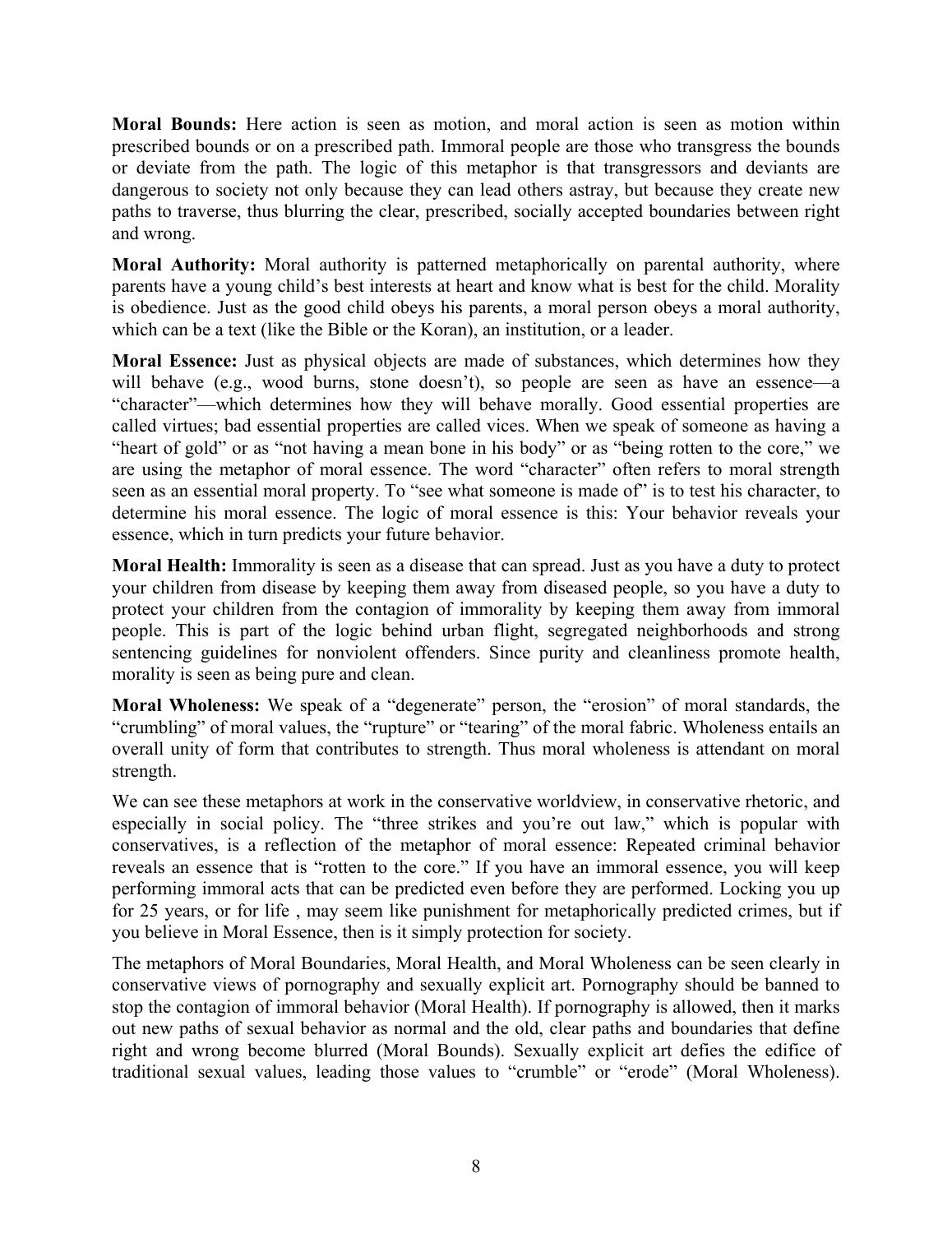**Moral Bounds:** Here action is seen as motion, and moral action is seen as motion within prescribed bounds or on a prescribed path. Immoral people are those who transgress the bounds or deviate from the path. The logic of this metaphor is that transgressors and deviants are dangerous to society not only because they can lead others astray, but because they create new paths to traverse, thus blurring the clear, prescribed, socially accepted boundaries between right and wrong.

**Moral Authority:** Moral authority is patterned metaphorically on parental authority, where parents have a young child's best interests at heart and know what is best for the child. Morality is obedience. Just as the good child obeys his parents, a moral person obeys a moral authority, which can be a text (like the Bible or the Koran), an institution, or a leader.

**Moral Essence:** Just as physical objects are made of substances, which determines how they will behave (e.g., wood burns, stone doesn't), so people are seen as have an essence—a "character"—which determines how they will behave morally. Good essential properties are called virtues; bad essential properties are called vices. When we speak of someone as having a "heart of gold" or as "not having a mean bone in his body" or as "being rotten to the core," we are using the metaphor of moral essence. The word "character" often refers to moral strength seen as an essential moral property. To "see what someone is made of" is to test his character, to determine his moral essence. The logic of moral essence is this: Your behavior reveals your essence, which in turn predicts your future behavior.

**Moral Health:** Immorality is seen as a disease that can spread. Just as you have a duty to protect your children from disease by keeping them away from diseased people, so you have a duty to protect your children from the contagion of immorality by keeping them away from immoral people. This is part of the logic behind urban flight, segregated neighborhoods and strong sentencing guidelines for nonviolent offenders. Since purity and cleanliness promote health, morality is seen as being pure and clean.

**Moral Wholeness:** We speak of a "degenerate" person, the "erosion" of moral standards, the "crumbling" of moral values, the "rupture" or "tearing" of the moral fabric. Wholeness entails an overall unity of form that contributes to strength. Thus moral wholeness is attendant on moral strength.

We can see these metaphors at work in the conservative worldview, in conservative rhetoric, and especially in social policy. The "three strikes and you're out law," which is popular with conservatives, is a reflection of the metaphor of moral essence: Repeated criminal behavior reveals an essence that is "rotten to the core." If you have an immoral essence, you will keep performing immoral acts that can be predicted even before they are performed. Locking you up for 25 years, or for life , may seem like punishment for metaphorically predicted crimes, but if you believe in Moral Essence, then is it simply protection for society.

The metaphors of Moral Boundaries, Moral Health, and Moral Wholeness can be seen clearly in conservative views of pornography and sexually explicit art. Pornography should be banned to stop the contagion of immoral behavior (Moral Health). If pornography is allowed, then it marks out new paths of sexual behavior as normal and the old, clear paths and boundaries that define right and wrong become blurred (Moral Bounds). Sexually explicit art defies the edifice of traditional sexual values, leading those values to "crumble" or "erode" (Moral Wholeness).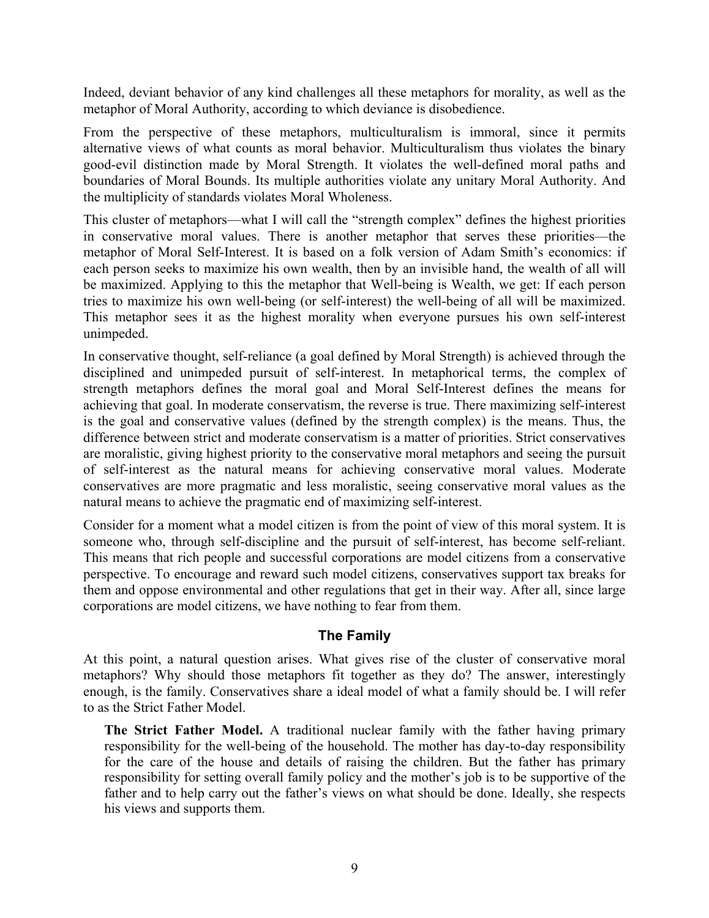Indeed, deviant behavior of any kind challenges all these metaphors for morality, as well as the metaphor of Moral Authority, according to which deviance is disobedience.

From the perspective of these metaphors, multiculturalism is immoral, since it permits alternative views of what counts as moral behavior. Multiculturalism thus violates the binary good-evil distinction made by Moral Strength. It violates the well-defined moral paths and boundaries of Moral Bounds. Its multiple authorities violate any unitary Moral Authority. And the multiplicity of standards violates Moral Wholeness.

This cluster of metaphors—what I will call the "strength complex" defines the highest priorities in conservative moral values. There is another metaphor that serves these priorities—the metaphor of Moral Self-Interest. It is based on a folk version of Adam Smith's economics: if each person seeks to maximize his own wealth, then by an invisible hand, the wealth of all will be maximized. Applying to this the metaphor that Well-being is Wealth, we get: If each person tries to maximize his own well-being (or self-interest) the well-being of all will be maximized. This metaphor sees it as the highest morality when everyone pursues his own self-interest unimpeded.

In conservative thought, self-reliance (a goal defined by Moral Strength) is achieved through the disciplined and unimpeded pursuit of self-interest. In metaphorical terms, the complex of strength metaphors defines the moral goal and Moral Self-Interest defines the means for achieving that goal. In moderate conservatism, the reverse is true. There maximizing self-interest is the goal and conservative values (defined by the strength complex) is the means. Thus, the difference between strict and moderate conservatism is a matter of priorities. Strict conservatives are moralistic, giving highest priority to the conservative moral metaphors and seeing the pursuit of self-interest as the natural means for achieving conservative moral values. Moderate conservatives are more pragmatic and less moralistic, seeing conservative moral values as the natural means to achieve the pragmatic end of maximizing self-interest.

Consider for a moment what a model citizen is from the point of view of this moral system. It is someone who, through self-discipline and the pursuit of self-interest, has become self-reliant. This means that rich people and successful corporations are model citizens from a conservative perspective. To encourage and reward such model citizens, conservatives support tax breaks for them and oppose environmental and other regulations that get in their way. After all, since large corporations are model citizens, we have nothing to fear from them.

## The Family

At this point, a natural question arises. What gives rise of the cluster of conservative moral metaphors? Why should those metaphors fit together as they do? The answer, interestingly enough, is the family. Conservatives share a ideal model of what a family should be. I will refer to as the Strict Father Model.

> **The Strict Father Model.** A traditional nuclear family with the father having primary responsibility for the well-being of the household. The mother has day-to-day responsibility for the care of the house and details of raising the children. But the father has primary responsibility for setting overall family policy and the mother's job is to be supportive of the father and to help carry out the father's views on what should be done. Ideally, she respects his views and supports them.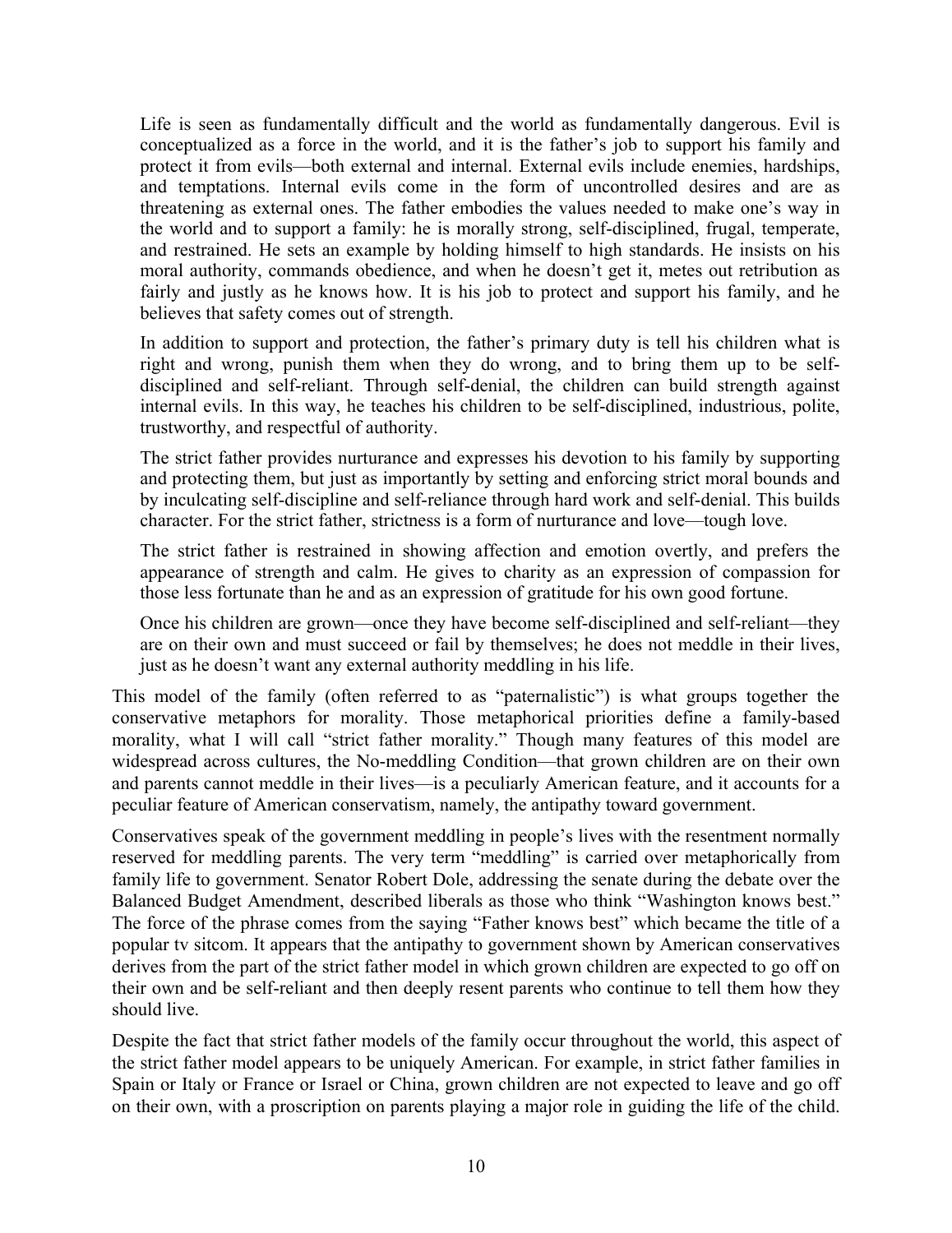> Life is seen as fundamentally difficult and the world as fundamentally dangerous. Evil is conceptualized as a force in the world, and it is the father's job to support his family and protect it from evils—both external and internal. External evils include enemies, hardships, and temptations. Internal evils come in the form of uncontrolled desires and are as threatening as external ones. The father embodies the values needed to make one's way in the world and to support a family: he is morally strong, self-disciplined, frugal, temperate, and restrained. He sets an example by holding himself to high standards. He insists on his moral authority, commands obedience, and when he doesn't get it, metes out retribution as fairly and justly as he knows how. It is his job to protect and support his family, and he believes that safety comes out of strength.
>
> In addition to support and protection, the father's primary duty is tell his children what is right and wrong, punish them when they do wrong, and to bring them up to be self-disciplined and self-reliant. Through self-denial, the children can build strength against internal evils. In this way, he teaches his children to be self-disciplined, industrious, polite, trustworthy, and respectful of authority.
>
> The strict father provides nurturance and expresses his devotion to his family by supporting and protecting them, but just as importantly by setting and enforcing strict moral bounds and by inculcating self-discipline and self-reliance through hard work and self-denial. This builds character. For the strict father, strictness is a form of nurturance and love—tough love.
>
> The strict father is restrained in showing affection and emotion overtly, and prefers the appearance of strength and calm. He gives to charity as an expression of compassion for those less fortunate than he and as an expression of gratitude for his own good fortune.
>
> Once his children are grown—once they have become self-disciplined and self-reliant—they are on their own and must succeed or fail by themselves; he does not meddle in their lives, just as he doesn't want any external authority meddling in his life.

This model of the family (often referred to as "paternalistic") is what groups together the conservative metaphors for morality. Those metaphorical priorities define a family-based morality, what I will call "strict father morality." Though many features of this model are widespread across cultures, the No-meddling Condition—that grown children are on their own and parents cannot meddle in their lives—is a peculiarly American feature, and it accounts for a peculiar feature of American conservatism, namely, the antipathy toward government.

Conservatives speak of the government meddling in people's lives with the resentment normally reserved for meddling parents. The very term "meddling" is carried over metaphorically from family life to government. Senator Robert Dole, addressing the senate during the debate over the Balanced Budget Amendment, described liberals as those who think "Washington knows best." The force of the phrase comes from the saying "Father knows best" which became the title of a popular tv sitcom. It appears that the antipathy to government shown by American conservatives derives from the part of the strict father model in which grown children are expected to go off on their own and be self-reliant and then deeply resent parents who continue to tell them how they should live.

Despite the fact that strict father models of the family occur throughout the world, this aspect of the strict father model appears to be uniquely American. For example, in strict father families in Spain or Italy or France or Israel or China, grown children are not expected to leave and go off on their own, with a proscription on parents playing a major role in guiding the life of the child.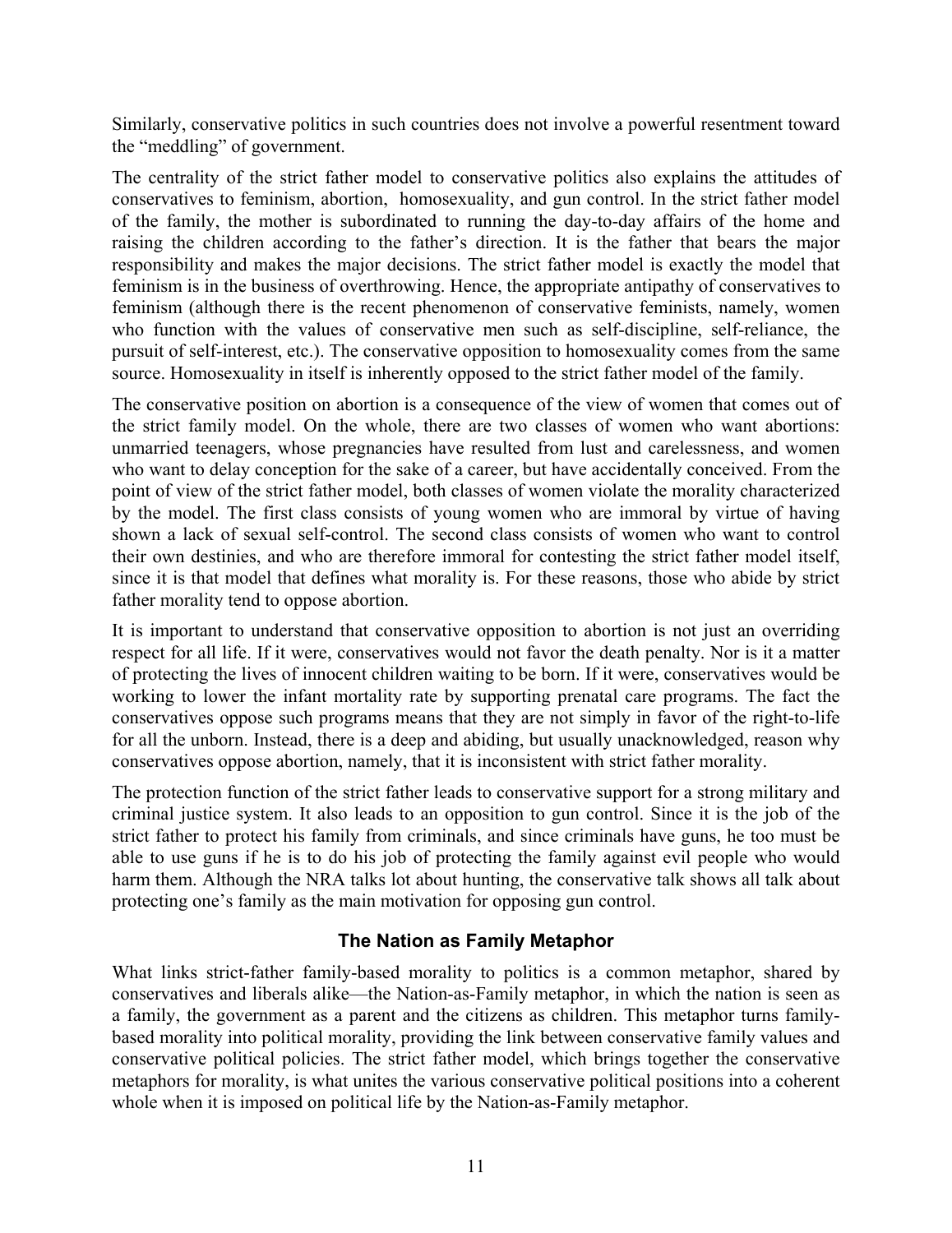Similarly, conservative politics in such countries does not involve a powerful resentment toward the "meddling" of government.

The centrality of the strict father model to conservative politics also explains the attitudes of conservatives to feminism, abortion, homosexuality, and gun control. In the strict father model of the family, the mother is subordinated to running the day-to-day affairs of the home and raising the children according to the father's direction. It is the father that bears the major responsibility and makes the major decisions. The strict father model is exactly the model that feminism is in the business of overthrowing. Hence, the appropriate antipathy of conservatives to feminism (although there is the recent phenomenon of conservative feminists, namely, women who function with the values of conservative men such as self-discipline, self-reliance, the pursuit of self-interest, etc.). The conservative opposition to homosexuality comes from the same source. Homosexuality in itself is inherently opposed to the strict father model of the family.

The conservative position on abortion is a consequence of the view of women that comes out of the strict family model. On the whole, there are two classes of women who want abortions: unmarried teenagers, whose pregnancies have resulted from lust and carelessness, and women who want to delay conception for the sake of a career, but have accidentally conceived. From the point of view of the strict father model, both classes of women violate the morality characterized by the model. The first class consists of young women who are immoral by virtue of having shown a lack of sexual self-control. The second class consists of women who want to control their own destinies, and who are therefore immoral for contesting the strict father model itself, since it is that model that defines what morality is. For these reasons, those who abide by strict father morality tend to oppose abortion.

It is important to understand that conservative opposition to abortion is not just an overriding respect for all life. If it were, conservatives would not favor the death penalty. Nor is it a matter of protecting the lives of innocent children waiting to be born. If it were, conservatives would be working to lower the infant mortality rate by supporting prenatal care programs. The fact the conservatives oppose such programs means that they are not simply in favor of the right-to-life for all the unborn. Instead, there is a deep and abiding, but usually unacknowledged, reason why conservatives oppose abortion, namely, that it is inconsistent with strict father morality.

The protection function of the strict father leads to conservative support for a strong military and criminal justice system. It also leads to an opposition to gun control. Since it is the job of the strict father to protect his family from criminals, and since criminals have guns, he too must be able to use guns if he is to do his job of protecting the family against evil people who would harm them. Although the NRA talks lot about hunting, the conservative talk shows all talk about protecting one's family as the main motivation for opposing gun control.

## The Nation as Family Metaphor

What links strict-father family-based morality to politics is a common metaphor, shared by conservatives and liberals alike—the Nation-as-Family metaphor, in which the nation is seen as a family, the government as a parent and the citizens as children. This metaphor turns family-based morality into political morality, providing the link between conservative family values and conservative political policies. The strict father model, which brings together the conservative metaphors for morality, is what unites the various conservative political positions into a coherent whole when it is imposed on political life by the Nation-as-Family metaphor.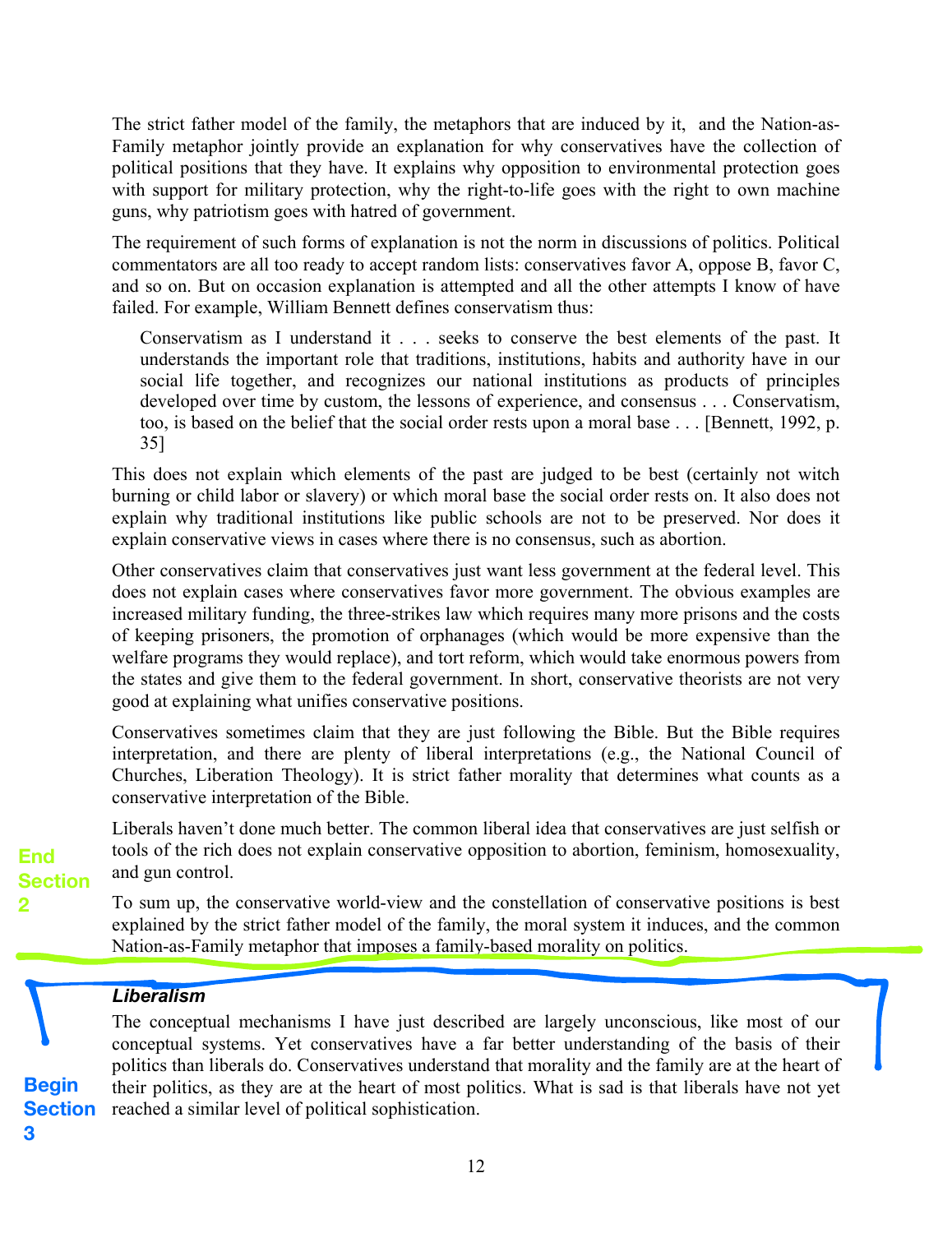The strict father model of the family, the metaphors that are induced by it, and the Nation-as-Family metaphor jointly provide an explanation for why conservatives have the collection of political positions that they have. It explains why opposition to environmental protection goes with support for military protection, why the right-to-life goes with the right to own machine guns, why patriotism goes with hatred of government.

The requirement of such forms of explanation is not the norm in discussions of politics. Political commentators are all too ready to accept random lists: conservatives favor A, oppose B, favor C, and so on. But on occasion explanation is attempted and all the other attempts I know of have failed. For example, William Bennett defines conservatism thus:

> Conservatism as I understand it . . . seeks to conserve the best elements of the past. It understands the important role that traditions, institutions, habits and authority have in our social life together, and recognizes our national institutions as products of principles developed over time by custom, the lessons of experience, and consensus . . . Conservatism, too, is based on the belief that the social order rests upon a moral base . . . [Bennett, 1992, p. 35]

This does not explain which elements of the past are judged to be best (certainly not witch burning or child labor or slavery) or which moral base the social order rests on. It also does not explain why traditional institutions like public schools are not to be preserved. Nor does it explain conservative views in cases where there is no consensus, such as abortion.

Other conservatives claim that conservatives just want less government at the federal level. This does not explain cases where conservatives favor more government. The obvious examples are increased military funding, the three-strikes law which requires many more prisons and the costs of keeping prisoners, the promotion of orphanages (which would be more expensive than the welfare programs they would replace), and tort reform, which would take enormous powers from the states and give them to the federal government. In short, conservative theorists are not very good at explaining what unifies conservative positions.

Conservatives sometimes claim that they are just following the Bible. But the Bible requires interpretation, and there are plenty of liberal interpretations (e.g., the National Council of Churches, Liberation Theology). It is strict father morality that determines what counts as a conservative interpretation of the Bible.

Liberals haven't done much better. The common liberal idea that conservatives are just selfish or tools of the rich does not explain conservative opposition to abortion, feminism, homosexuality, and gun control.

To sum up, the conservative world-view and the constellation of conservative positions is best explained by the strict father model of the family, the moral system it induces, and the common Nation-as-Family metaphor that imposes a family-based morality on politics.

### *Liberalism*

The conceptual mechanisms I have just described are largely unconscious, like most of our conceptual systems. Yet conservatives have a far better understanding of the basis of their politics than liberals do. Conservatives understand that morality and the family are at the heart of their politics, as they are at the heart of most politics. What is sad is that liberals have not yet reached a similar level of political sophistication.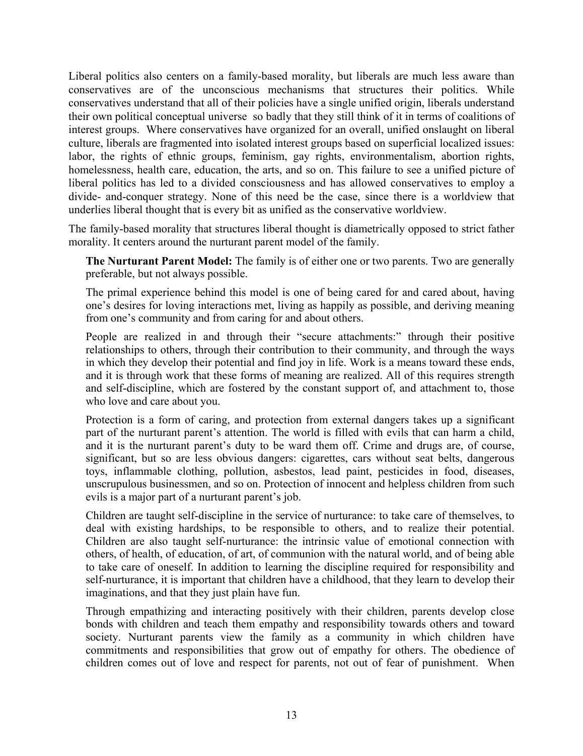Liberal politics also centers on a family-based morality, but liberals are much less aware than conservatives are of the unconscious mechanisms that structures their politics. While conservatives understand that all of their policies have a single unified origin, liberals understand their own political conceptual universe so badly that they still think of it in terms of coalitions of interest groups. Where conservatives have organized for an overall, unified onslaught on liberal culture, liberals are fragmented into isolated interest groups based on superficial localized issues: labor, the rights of ethnic groups, feminism, gay rights, environmentalism, abortion rights, homelessness, health care, education, the arts, and so on. This failure to see a unified picture of liberal politics has led to a divided consciousness and has allowed conservatives to employ a divide- and-conquer strategy. None of this need be the case, since there is a worldview that underlies liberal thought that is every bit as unified as the conservative worldview.

The family-based morality that structures liberal thought is diametrically opposed to strict father morality. It centers around the nurturant parent model of the family.

> **The Nurturant Parent Model:** The family is of either one or two parents. Two are generally preferable, but not always possible.
>
> The primal experience behind this model is one of being cared for and cared about, having one's desires for loving interactions met, living as happily as possible, and deriving meaning from one's community and from caring for and about others.
>
> People are realized in and through their "secure attachments:" through their positive relationships to others, through their contribution to their community, and through the ways in which they develop their potential and find joy in life. Work is a means toward these ends, and it is through work that these forms of meaning are realized. All of this requires strength and self-discipline, which are fostered by the constant support of, and attachment to, those who love and care about you.
>
> Protection is a form of caring, and protection from external dangers takes up a significant part of the nurturant parent's attention. The world is filled with evils that can harm a child, and it is the nurturant parent's duty to be ward them off. Crime and drugs are, of course, significant, but so are less obvious dangers: cigarettes, cars without seat belts, dangerous toys, inflammable clothing, pollution, asbestos, lead paint, pesticides in food, diseases, unscrupulous businessmen, and so on. Protection of innocent and helpless children from such evils is a major part of a nurturant parent's job.
>
> Children are taught self-discipline in the service of nurturance: to take care of themselves, to deal with existing hardships, to be responsible to others, and to realize their potential. Children are also taught self-nurturance: the intrinsic value of emotional connection with others, of health, of education, of art, of communion with the natural world, and of being able to take care of oneself. In addition to learning the discipline required for responsibility and self-nurturance, it is important that children have a childhood, that they learn to develop their imaginations, and that they just plain have fun.
>
> Through empathizing and interacting positively with their children, parents develop close bonds with children and teach them empathy and responsibility towards others and toward society. Nurturant parents view the family as a community in which children have commitments and responsibilities that grow out of empathy for others. The obedience of children comes out of love and respect for parents, not out of fear of punishment. When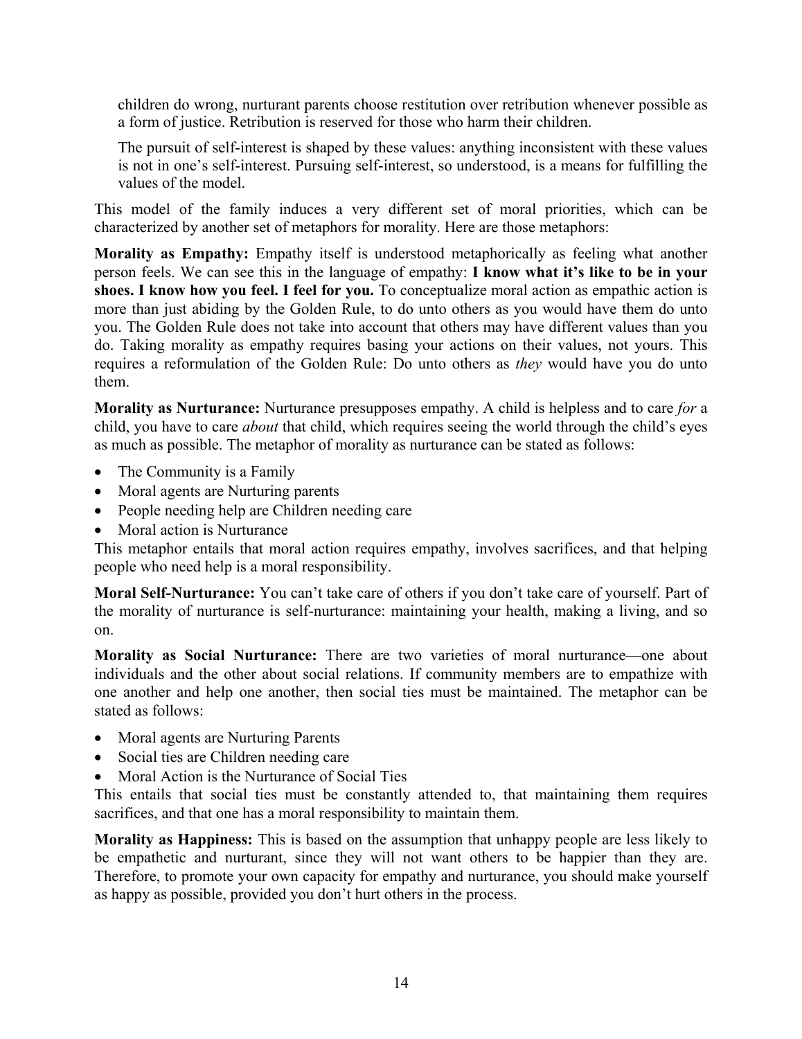children do wrong, nurturant parents choose restitution over retribution whenever possible as a form of justice. Retribution is reserved for those who harm their children.

The pursuit of self-interest is shaped by these values: anything inconsistent with these values is not in one's self-interest. Pursuing self-interest, so understood, is a means for fulfilling the values of the model.

This model of the family induces a very different set of moral priorities, which can be characterized by another set of metaphors for morality. Here are those metaphors:

**Morality as Empathy:** Empathy itself is understood metaphorically as feeling what another person feels. We can see this in the language of empathy: **I know what it's like to be in your shoes. I know how you feel. I feel for you.** To conceptualize moral action as empathic action is more than just abiding by the Golden Rule, to do unto others as you would have them do unto you. The Golden Rule does not take into account that others may have different values than you do. Taking morality as empathy requires basing your actions on their values, not yours. This requires a reformulation of the Golden Rule: Do unto others as *they* would have you do unto them.

**Morality as Nurturance:** Nurturance presupposes empathy. A child is helpless and to care *for* a child, you have to care *about* that child, which requires seeing the world through the child's eyes as much as possible. The metaphor of morality as nurturance can be stated as follows:

- The Community is a Family
- Moral agents are Nurturing parents
- People needing help are Children needing care
- Moral action is Nurturance

This metaphor entails that moral action requires empathy, involves sacrifices, and that helping people who need help is a moral responsibility.

**Moral Self-Nurturance:** You can't take care of others if you don't take care of yourself. Part of the morality of nurturance is self-nurturance: maintaining your health, making a living, and so on.

**Morality as Social Nurturance:** There are two varieties of moral nurturance—one about individuals and the other about social relations. If community members are to empathize with one another and help one another, then social ties must be maintained. The metaphor can be stated as follows:

- Moral agents are Nurturing Parents
- Social ties are Children needing care
- Moral Action is the Nurturance of Social Ties

This entails that social ties must be constantly attended to, that maintaining them requires sacrifices, and that one has a moral responsibility to maintain them.

**Morality as Happiness:** This is based on the assumption that unhappy people are less likely to be empathetic and nurturant, since they will not want others to be happier than they are. Therefore, to promote your own capacity for empathy and nurturance, you should make yourself as happy as possible, provided you don't hurt others in the process.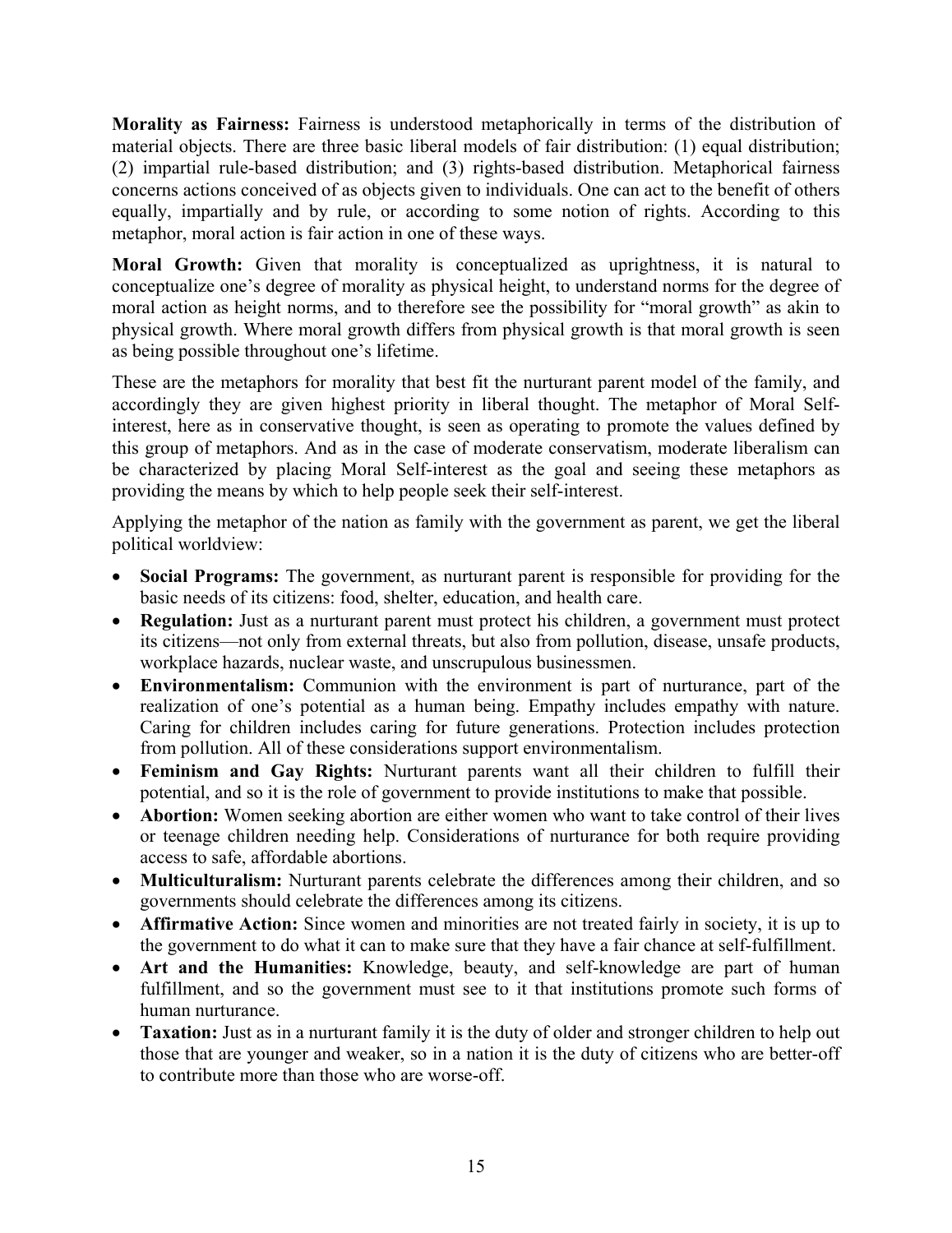**Morality as Fairness:** Fairness is understood metaphorically in terms of the distribution of material objects. There are three basic liberal models of fair distribution: (1) equal distribution; (2) impartial rule-based distribution; and (3) rights-based distribution. Metaphorical fairness concerns actions conceived of as objects given to individuals. One can act to the benefit of others equally, impartially and by rule, or according to some notion of rights. According to this metaphor, moral action is fair action in one of these ways.

**Moral Growth:** Given that morality is conceptualized as uprightness, it is natural to conceptualize one's degree of morality as physical height, to understand norms for the degree of moral action as height norms, and to therefore see the possibility for "moral growth" as akin to physical growth. Where moral growth differs from physical growth is that moral growth is seen as being possible throughout one's lifetime.

These are the metaphors for morality that best fit the nurturant parent model of the family, and accordingly they are given highest priority in liberal thought. The metaphor of Moral Self-interest, here as in conservative thought, is seen as operating to promote the values defined by this group of metaphors. And as in the case of moderate conservatism, moderate liberalism can be characterized by placing Moral Self-interest as the goal and seeing these metaphors as providing the means by which to help people seek their self-interest.

Applying the metaphor of the nation as family with the government as parent, we get the liberal political worldview:

- **Social Programs:** The government, as nurturant parent is responsible for providing for the basic needs of its citizens: food, shelter, education, and health care.
- **Regulation:** Just as a nurturant parent must protect his children, a government must protect its citizens—not only from external threats, but also from pollution, disease, unsafe products, workplace hazards, nuclear waste, and unscrupulous businessmen.
- **Environmentalism:** Communion with the environment is part of nurturance, part of the realization of one's potential as a human being. Empathy includes empathy with nature. Caring for children includes caring for future generations. Protection includes protection from pollution. All of these considerations support environmentalism.
- **Feminism and Gay Rights:** Nurturant parents want all their children to fulfill their potential, and so it is the role of government to provide institutions to make that possible.
- **Abortion:** Women seeking abortion are either women who want to take control of their lives or teenage children needing help. Considerations of nurturance for both require providing access to safe, affordable abortions.
- **Multiculturalism:** Nurturant parents celebrate the differences among their children, and so governments should celebrate the differences among its citizens.
- **Affirmative Action:** Since women and minorities are not treated fairly in society, it is up to the government to do what it can to make sure that they have a fair chance at self-fulfillment.
- **Art and the Humanities:** Knowledge, beauty, and self-knowledge are part of human fulfillment, and so the government must see to it that institutions promote such forms of human nurturance.
- **Taxation:** Just as in a nurturant family it is the duty of older and stronger children to help out those that are younger and weaker, so in a nation it is the duty of citizens who are better-off to contribute more than those who are worse-off.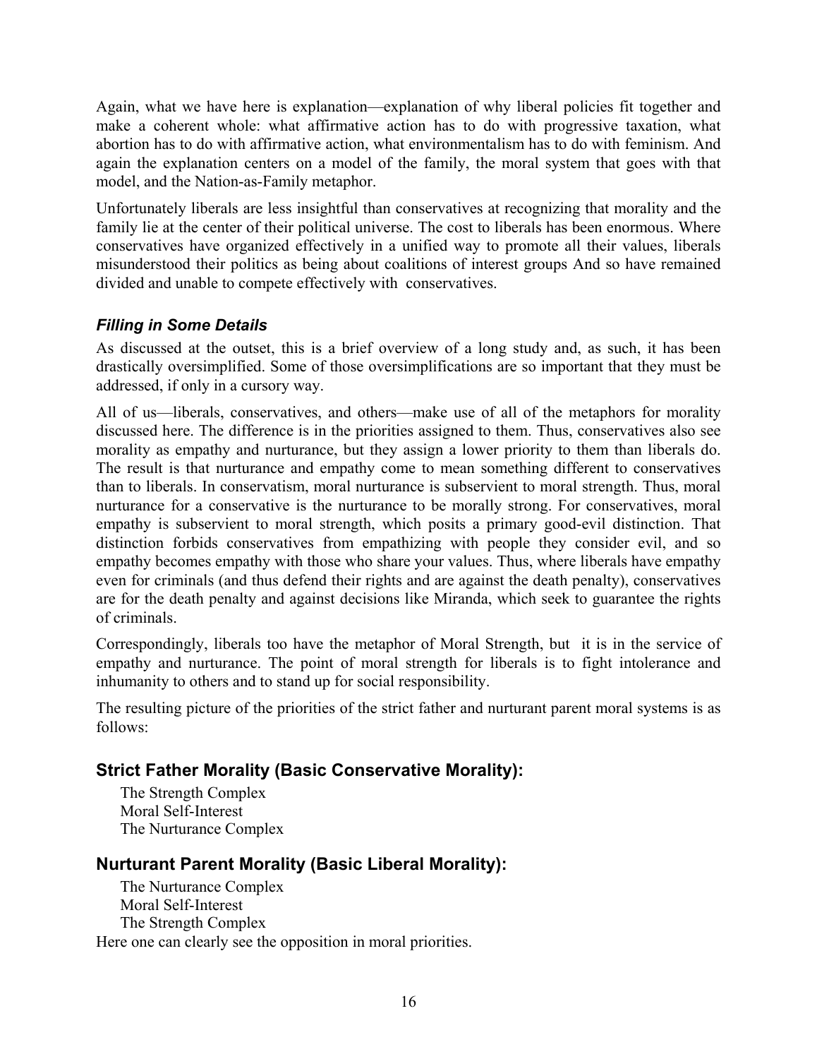Again, what we have here is explanation—explanation of why liberal policies fit together and make a coherent whole: what affirmative action has to do with progressive taxation, what abortion has to do with affirmative action, what environmentalism has to do with feminism. And again the explanation centers on a model of the family, the moral system that goes with that model, and the Nation-as-Family metaphor.

Unfortunately liberals are less insightful than conservatives at recognizing that morality and the family lie at the center of their political universe. The cost to liberals has been enormous. Where conservatives have organized effectively in a unified way to promote all their values, liberals misunderstood their politics as being about coalitions of interest groups And so have remained divided and unable to compete effectively with conservatives.

### *Filling in Some Details*

As discussed at the outset, this is a brief overview of a long study and, as such, it has been drastically oversimplified. Some of those oversimplifications are so important that they must be addressed, if only in a cursory way.

All of us—liberals, conservatives, and others—make use of all of the metaphors for morality discussed here. The difference is in the priorities assigned to them. Thus, conservatives also see morality as empathy and nurturance, but they assign a lower priority to them than liberals do. The result is that nurturance and empathy come to mean something different to conservatives than to liberals. In conservatism, moral nurturance is subservient to moral strength. Thus, moral nurturance for a conservative is the nurturance to be morally strong. For conservatives, moral empathy is subservient to moral strength, which posits a primary good-evil distinction. That distinction forbids conservatives from empathizing with people they consider evil, and so empathy becomes empathy with those who share your values. Thus, where liberals have empathy even for criminals (and thus defend their rights and are against the death penalty), conservatives are for the death penalty and against decisions like Miranda, which seek to guarantee the rights of criminals.

Correspondingly, liberals too have the metaphor of Moral Strength, but it is in the service of empathy and nurturance. The point of moral strength for liberals is to fight intolerance and inhumanity to others and to stand up for social responsibility.

The resulting picture of the priorities of the strict father and nurturant parent moral systems is as follows:

## Strict Father Morality (Basic Conservative Morality):

The Strength Complex  
Moral Self-Interest  
The Nurturance Complex

## Nurturant Parent Morality (Basic Liberal Morality):

The Nurturance Complex  
Moral Self-Interest  
The Strength Complex

Here one can clearly see the opposition in moral priorities.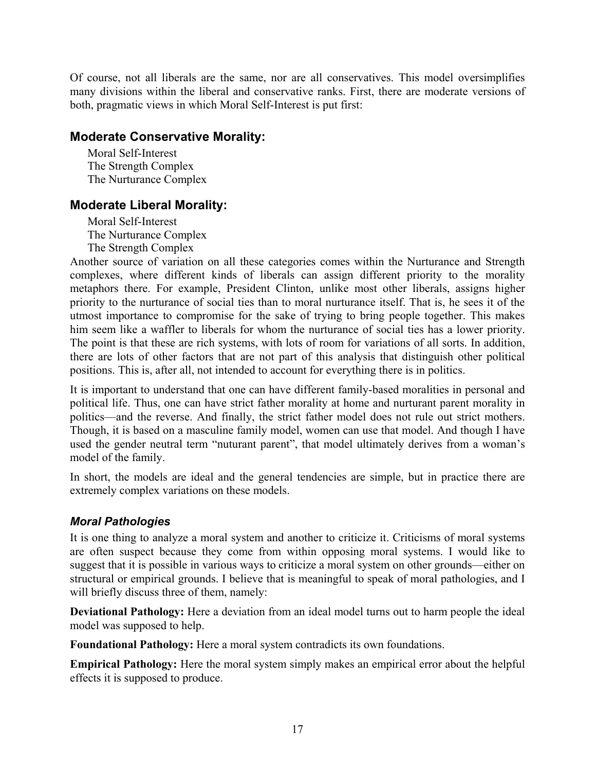Of course, not all liberals are the same, nor are all conservatives. This model oversimplifies many divisions within the liberal and conservative ranks. First, there are moderate versions of both, pragmatic views in which Moral Self-Interest is put first:

### Moderate Conservative Morality:

Moral Self-Interest
The Strength Complex
The Nurturance Complex

### Moderate Liberal Morality:

Moral Self-Interest
The Nurturance Complex
The Strength Complex

Another source of variation on all these categories comes within the Nurturance and Strength complexes, where different kinds of liberals can assign different priority to the morality metaphors there. For example, President Clinton, unlike most other liberals, assigns higher priority to the nurturance of social ties than to moral nurturance itself. That is, he sees it of the utmost importance to compromise for the sake of trying to bring people together. This makes him seem like a waffler to liberals for whom the nurturance of social ties has a lower priority. The point is that these are rich systems, with lots of room for variations of all sorts. In addition, there are lots of other factors that are not part of this analysis that distinguish other political positions. This is, after all, not intended to account for everything there is in politics.

It is important to understand that one can have different family-based moralities in personal and political life. Thus, one can have strict father morality at home and nurturant parent morality in politics—and the reverse. And finally, the strict father model does not rule out strict mothers. Though, it is based on a masculine family model, women can use that model. And though I have used the gender neutral term "nuturant parent", that model ultimately derives from a woman's model of the family.

In short, the models are ideal and the general tendencies are simple, but in practice there are extremely complex variations on these models.

### *Moral Pathologies*

It is one thing to analyze a moral system and another to criticize it. Criticisms of moral systems are often suspect because they come from within opposing moral systems. I would like to suggest that it is possible in various ways to criticize a moral system on other grounds—either on structural or empirical grounds. I believe that is meaningful to speak of moral pathologies, and I will briefly discuss three of them, namely:

**Deviational Pathology:** Here a deviation from an ideal model turns out to harm people the ideal model was supposed to help.

**Foundational Pathology:** Here a moral system contradicts its own foundations.

**Empirical Pathology:** Here the moral system simply makes an empirical error about the helpful effects it is supposed to produce.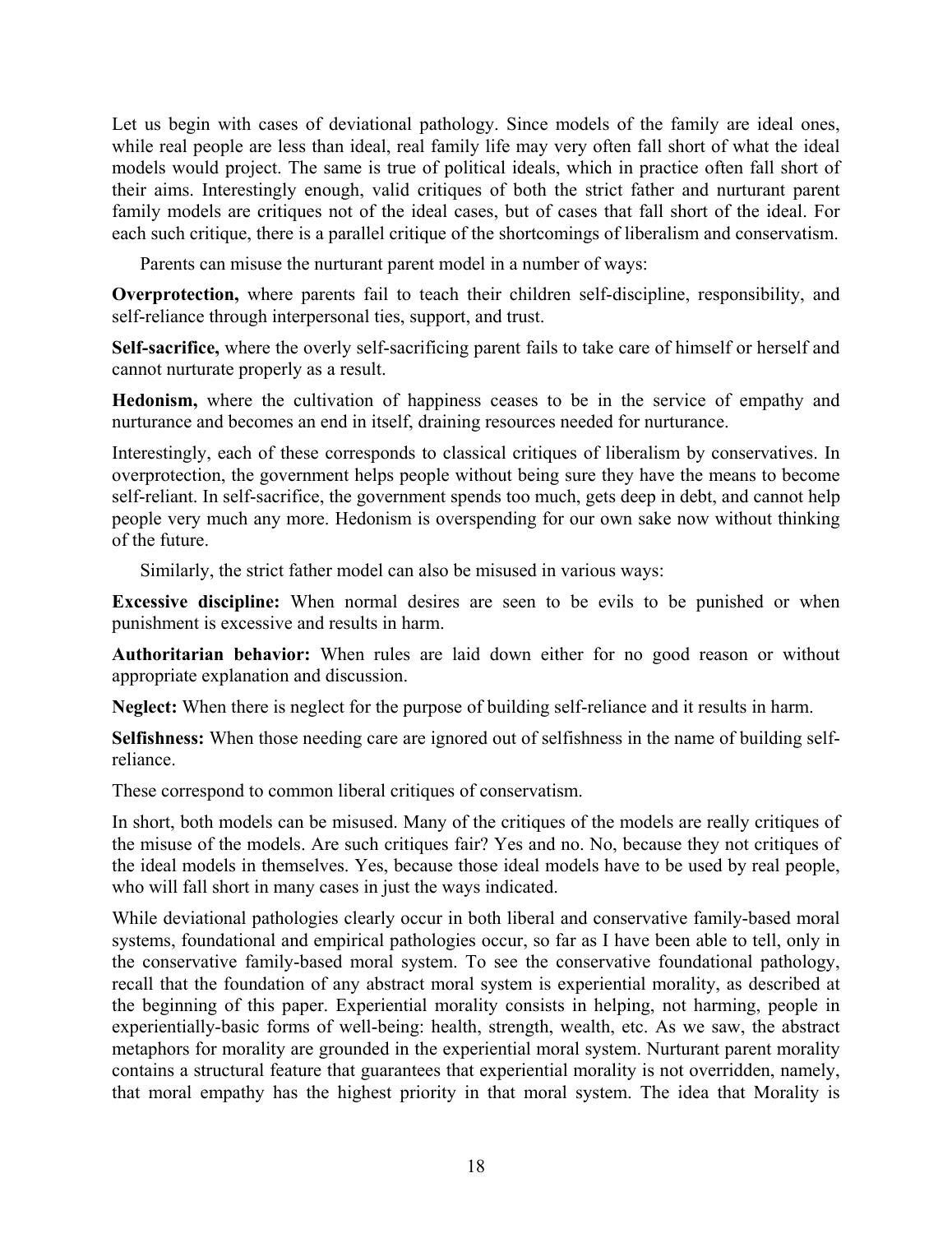Let us begin with cases of deviational pathology. Since models of the family are ideal ones, while real people are less than ideal, real family life may very often fall short of what the ideal models would project. The same is true of political ideals, which in practice often fall short of their aims. Interestingly enough, valid critiques of both the strict father and nurturant parent family models are critiques not of the ideal cases, but of cases that fall short of the ideal. For each such critique, there is a parallel critique of the shortcomings of liberalism and conservatism.

Parents can misuse the nurturant parent model in a number of ways:

**Overprotection,** where parents fail to teach their children self-discipline, responsibility, and self-reliance through interpersonal ties, support, and trust.

**Self-sacrifice,** where the overly self-sacrificing parent fails to take care of himself or herself and cannot nurturate properly as a result.

**Hedonism,** where the cultivation of happiness ceases to be in the service of empathy and nurturance and becomes an end in itself, draining resources needed for nurturance.

Interestingly, each of these corresponds to classical critiques of liberalism by conservatives. In overprotection, the government helps people without being sure they have the means to become self-reliant. In self-sacrifice, the government spends too much, gets deep in debt, and cannot help people very much any more. Hedonism is overspending for our own sake now without thinking of the future.

Similarly, the strict father model can also be misused in various ways:

**Excessive discipline:** When normal desires are seen to be evils to be punished or when punishment is excessive and results in harm.

**Authoritarian behavior:** When rules are laid down either for no good reason or without appropriate explanation and discussion.

**Neglect:** When there is neglect for the purpose of building self-reliance and it results in harm.

**Selfishness:** When those needing care are ignored out of selfishness in the name of building self-reliance.

These correspond to common liberal critiques of conservatism.

In short, both models can be misused. Many of the critiques of the models are really critiques of the misuse of the models. Are such critiques fair? Yes and no. No, because they not critiques of the ideal models in themselves. Yes, because those ideal models have to be used by real people, who will fall short in many cases in just the ways indicated.

While deviational pathologies clearly occur in both liberal and conservative family-based moral systems, foundational and empirical pathologies occur, so far as I have been able to tell, only in the conservative family-based moral system. To see the conservative foundational pathology, recall that the foundation of any abstract moral system is experiential morality, as described at the beginning of this paper. Experiential morality consists in helping, not harming, people in experientially-basic forms of well-being: health, strength, wealth, etc. As we saw, the abstract metaphors for morality are grounded in the experiential moral system. Nurturant parent morality contains a structural feature that guarantees that experiential morality is not overridden, namely, that moral empathy has the highest priority in that moral system. The idea that Morality is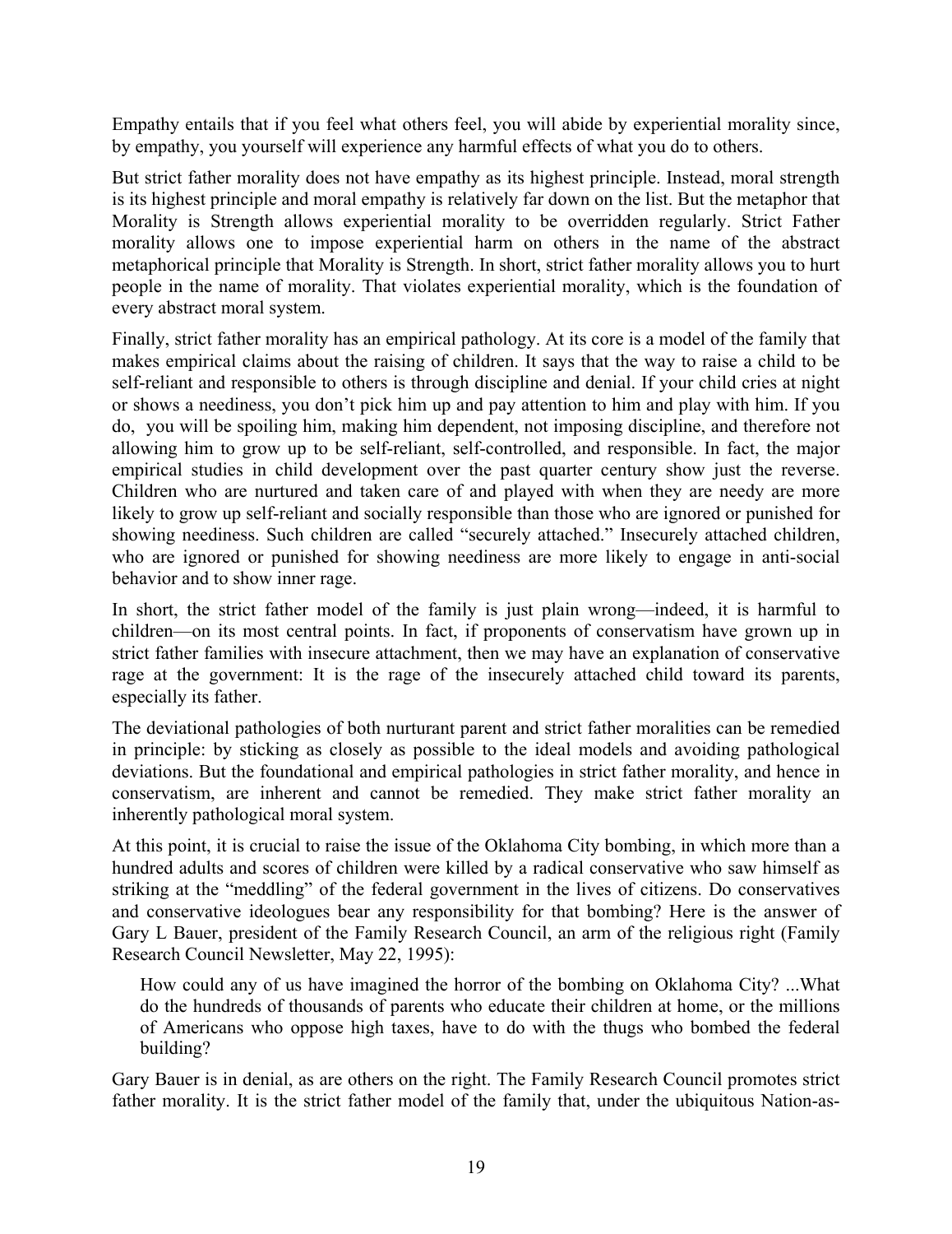Empathy entails that if you feel what others feel, you will abide by experiential morality since, by empathy, you yourself will experience any harmful effects of what you do to others.

But strict father morality does not have empathy as its highest principle. Instead, moral strength is its highest principle and moral empathy is relatively far down on the list. But the metaphor that Morality is Strength allows experiential morality to be overridden regularly. Strict Father morality allows one to impose experiential harm on others in the name of the abstract metaphorical principle that Morality is Strength. In short, strict father morality allows you to hurt people in the name of morality. That violates experiential morality, which is the foundation of every abstract moral system.

Finally, strict father morality has an empirical pathology. At its core is a model of the family that makes empirical claims about the raising of children. It says that the way to raise a child to be self-reliant and responsible to others is through discipline and denial. If your child cries at night or shows a neediness, you don't pick him up and pay attention to him and play with him. If you do, you will be spoiling him, making him dependent, not imposing discipline, and therefore not allowing him to grow up to be self-reliant, self-controlled, and responsible. In fact, the major empirical studies in child development over the past quarter century show just the reverse. Children who are nurtured and taken care of and played with when they are needy are more likely to grow up self-reliant and socially responsible than those who are ignored or punished for showing neediness. Such children are called "securely attached." Insecurely attached children, who are ignored or punished for showing neediness are more likely to engage in anti-social behavior and to show inner rage.

In short, the strict father model of the family is just plain wrong—indeed, it is harmful to children—on its most central points. In fact, if proponents of conservatism have grown up in strict father families with insecure attachment, then we may have an explanation of conservative rage at the government: It is the rage of the insecurely attached child toward its parents, especially its father.

The deviational pathologies of both nurturant parent and strict father moralities can be remedied in principle: by sticking as closely as possible to the ideal models and avoiding pathological deviations. But the foundational and empirical pathologies in strict father morality, and hence in conservatism, are inherent and cannot be remedied. They make strict father morality an inherently pathological moral system.

At this point, it is crucial to raise the issue of the Oklahoma City bombing, in which more than a hundred adults and scores of children were killed by a radical conservative who saw himself as striking at the "meddling" of the federal government in the lives of citizens. Do conservatives and conservative ideologues bear any responsibility for that bombing? Here is the answer of Gary L Bauer, president of the Family Research Council, an arm of the religious right (Family Research Council Newsletter, May 22, 1995):

> How could any of us have imagined the horror of the bombing on Oklahoma City? ...What do the hundreds of thousands of parents who educate their children at home, or the millions of Americans who oppose high taxes, have to do with the thugs who bombed the federal building?

Gary Bauer is in denial, as are others on the right. The Family Research Council promotes strict father morality. It is the strict father model of the family that, under the ubiquitous Nation-as-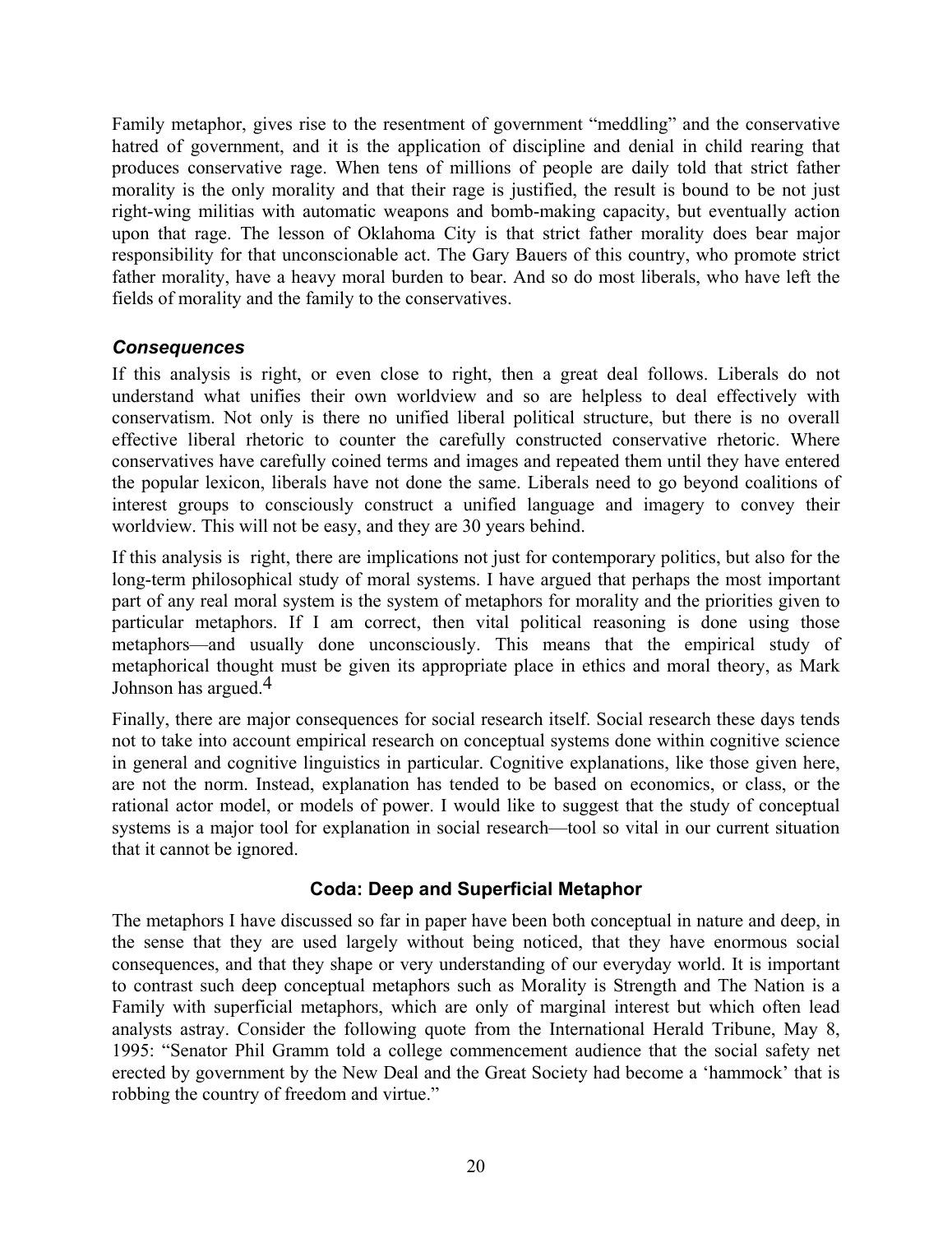Family metaphor, gives rise to the resentment of government "meddling" and the conservative hatred of government, and it is the application of discipline and denial in child rearing that produces conservative rage. When tens of millions of people are daily told that strict father morality is the only morality and that their rage is justified, the result is bound to be not just right-wing militias with automatic weapons and bomb-making capacity, but eventually action upon that rage. The lesson of Oklahoma City is that strict father morality does bear major responsibility for that unconscionable act. The Gary Bauers of this country, who promote strict father morality, have a heavy moral burden to bear. And so do most liberals, who have left the fields of morality and the family to the conservatives.

### *Consequences*

If this analysis is right, or even close to right, then a great deal follows. Liberals do not understand what unifies their own worldview and so are helpless to deal effectively with conservatism. Not only is there no unified liberal political structure, but there is no overall effective liberal rhetoric to counter the carefully constructed conservative rhetoric. Where conservatives have carefully coined terms and images and repeated them until they have entered the popular lexicon, liberals have not done the same. Liberals need to go beyond coalitions of interest groups to consciously construct a unified language and imagery to convey their worldview. This will not be easy, and they are 30 years behind.

If this analysis is right, there are implications not just for contemporary politics, but also for the long-term philosophical study of moral systems. I have argued that perhaps the most important part of any real moral system is the system of metaphors for morality and the priorities given to particular metaphors. If I am correct, then vital political reasoning is done using those metaphors—and usually done unconsciously. This means that the empirical study of metaphorical thought must be given its appropriate place in ethics and moral theory, as Mark Johnson has argued.[4]

Finally, there are major consequences for social research itself. Social research these days tends not to take into account empirical research on conceptual systems done within cognitive science in general and cognitive linguistics in particular. Cognitive explanations, like those given here, are not the norm. Instead, explanation has tended to be based on economics, or class, or the rational actor model, or models of power. I would like to suggest that the study of conceptual systems is a major tool for explanation in social research—tool so vital in our current situation that it cannot be ignored.

## Coda: Deep and Superficial Metaphor

The metaphors I have discussed so far in paper have been both conceptual in nature and deep, in the sense that they are used largely without being noticed, that they have enormous social consequences, and that they shape or very understanding of our everyday world. It is important to contrast such deep conceptual metaphors such as Morality is Strength and The Nation is a Family with superficial metaphors, which are only of marginal interest but which often lead analysts astray. Consider the following quote from the International Herald Tribune, May 8, 1995: "Senator Phil Gramm told a college commencement audience that the social safety net erected by government by the New Deal and the Great Society had become a 'hammock' that is robbing the country of freedom and virtue."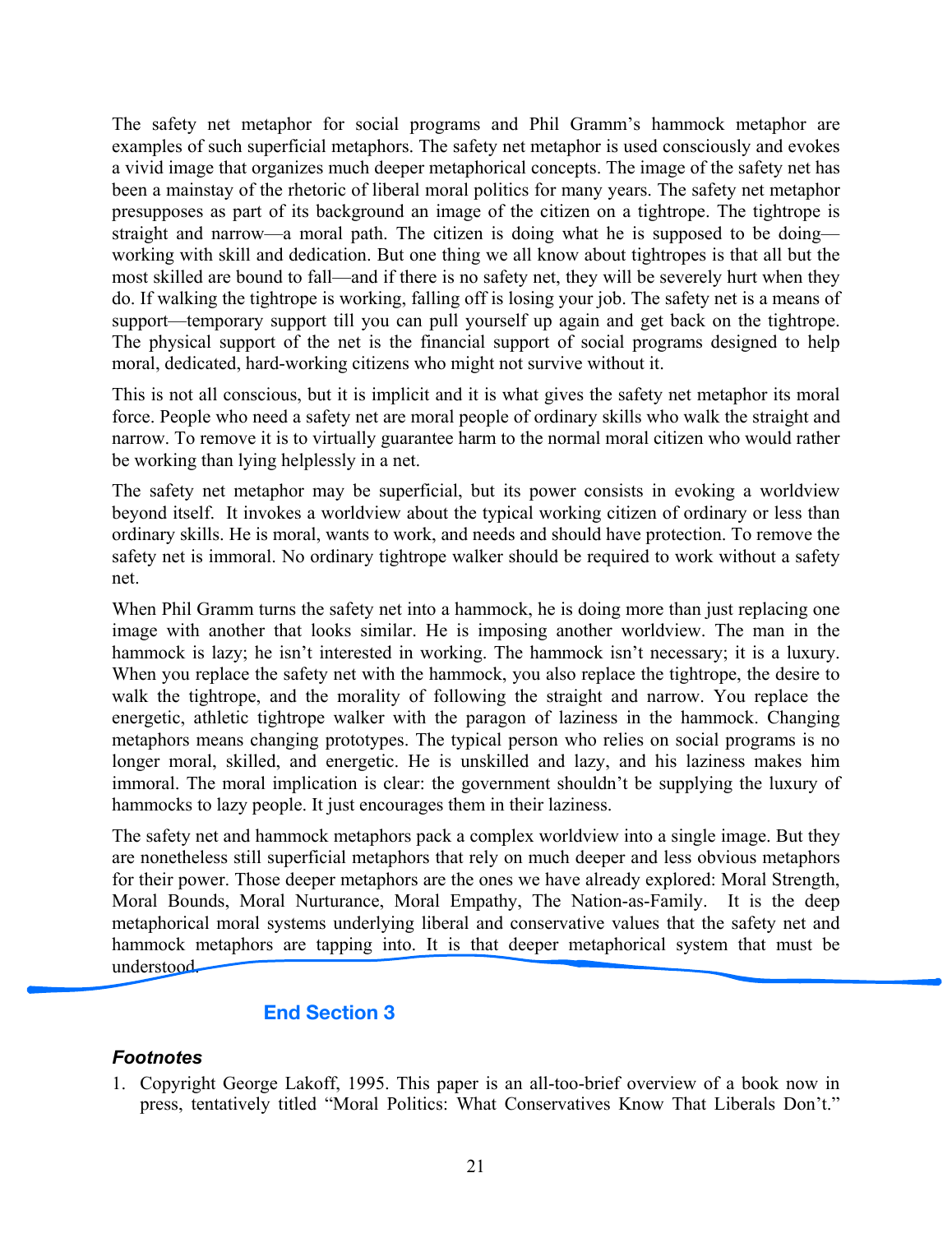The safety net metaphor for social programs and Phil Gramm's hammock metaphor are examples of such superficial metaphors. The safety net metaphor is used consciously and evokes a vivid image that organizes much deeper metaphorical concepts. The image of the safety net has been a mainstay of the rhetoric of liberal moral politics for many years. The safety net metaphor presupposes as part of its background an image of the citizen on a tightrope. The tightrope is straight and narrow—a moral path. The citizen is doing what he is supposed to be doing—working with skill and dedication. But one thing we all know about tightropes is that all but the most skilled are bound to fall—and if there is no safety net, they will be severely hurt when they do. If walking the tightrope is working, falling off is losing your job. The safety net is a means of support—temporary support till you can pull yourself up again and get back on the tightrope. The physical support of the net is the financial support of social programs designed to help moral, dedicated, hard-working citizens who might not survive without it.

This is not all conscious, but it is implicit and it is what gives the safety net metaphor its moral force. People who need a safety net are moral people of ordinary skills who walk the straight and narrow. To remove it is to virtually guarantee harm to the normal moral citizen who would rather be working than lying helplessly in a net.

The safety net metaphor may be superficial, but its power consists in evoking a worldview beyond itself. It invokes a worldview about the typical working citizen of ordinary or less than ordinary skills. He is moral, wants to work, and needs and should have protection. To remove the safety net is immoral. No ordinary tightrope walker should be required to work without a safety net.

When Phil Gramm turns the safety net into a hammock, he is doing more than just replacing one image with another that looks similar. He is imposing another worldview. The man in the hammock is lazy; he isn't interested in working. The hammock isn't necessary; it is a luxury. When you replace the safety net with the hammock, you also replace the tightrope, the desire to walk the tightrope, and the morality of following the straight and narrow. You replace the energetic, athletic tightrope walker with the paragon of laziness in the hammock. Changing metaphors means changing prototypes. The typical person who relies on social programs is no longer moral, skilled, and energetic. He is unskilled and lazy, and his laziness makes him immoral. The moral implication is clear: the government shouldn't be supplying the luxury of hammocks to lazy people. It just encourages them in their laziness.

The safety net and hammock metaphors pack a complex worldview into a single image. But they are nonetheless still superficial metaphors that rely on much deeper and less obvious metaphors for their power. Those deeper metaphors are the ones we have already explored: Moral Strength, Moral Bounds, Moral Nurturance, Moral Empathy, The Nation-as-Family. It is the deep metaphorical moral systems underlying liberal and conservative values that the safety net and hammock metaphors are tapping into. It is that deeper metaphorical system that must be understood.

**End Section 3**

### *Footnotes*

1. Copyright George Lakoff, 1995. This paper is an all-too-brief overview of a book now in press, tentatively titled "Moral Politics: What Conservatives Know That Liberals Don't."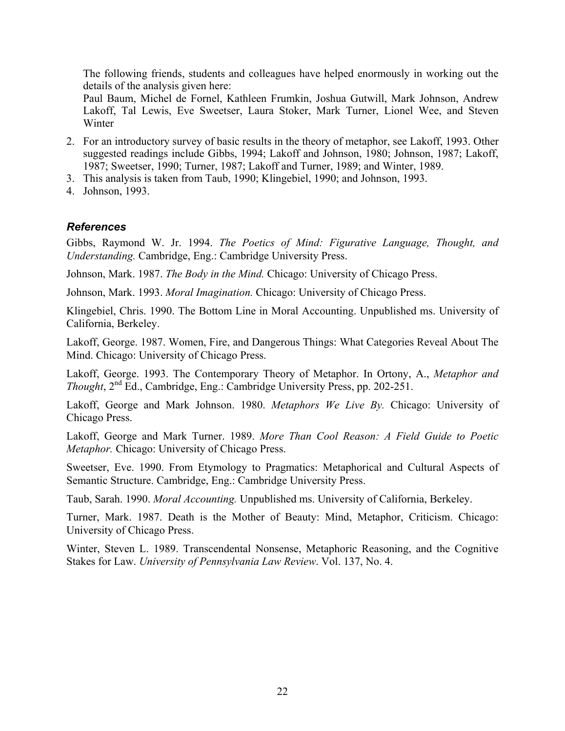The following friends, students and colleagues have helped enormously in working out the details of the analysis given here:
Paul Baum, Michel de Fornel, Kathleen Frumkin, Joshua Gutwill, Mark Johnson, Andrew Lakoff, Tal Lewis, Eve Sweetser, Laura Stoker, Mark Turner, Lionel Wee, and Steven Winter

2. For an introductory survey of basic results in the theory of metaphor, see Lakoff, 1993. Other suggested readings include Gibbs, 1994; Lakoff and Johnson, 1980; Johnson, 1987; Lakoff, 1987; Sweetser, 1990; Turner, 1987; Lakoff and Turner, 1989; and Winter, 1989.
3. This analysis is taken from Taub, 1990; Klingebiel, 1990; and Johnson, 1993.
4. Johnson, 1993.

### *References*

Gibbs, Raymond W. Jr. 1994. *The Poetics of Mind: Figurative Language, Thought, and Understanding.* Cambridge, Eng.: Cambridge University Press.

Johnson, Mark. 1987. *The Body in the Mind.* Chicago: University of Chicago Press.

Johnson, Mark. 1993. *Moral Imagination.* Chicago: University of Chicago Press.

Klingebiel, Chris. 1990. The Bottom Line in Moral Accounting. Unpublished ms. University of California, Berkeley.

Lakoff, George. 1987. Women, Fire, and Dangerous Things: What Categories Reveal About The Mind. Chicago: University of Chicago Press.

Lakoff, George. 1993. The Contemporary Theory of Metaphor. In Ortony, A., *Metaphor and Thought*, 2nd Ed., Cambridge, Eng.: Cambridge University Press, pp. 202-251.

Lakoff, George and Mark Johnson. 1980. *Metaphors We Live By.* Chicago: University of Chicago Press.

Lakoff, George and Mark Turner. 1989. *More Than Cool Reason: A Field Guide to Poetic Metaphor.* Chicago: University of Chicago Press.

Sweetser, Eve. 1990. From Etymology to Pragmatics: Metaphorical and Cultural Aspects of Semantic Structure. Cambridge, Eng.: Cambridge University Press.

Taub, Sarah. 1990. *Moral Accounting.* Unpublished ms. University of California, Berkeley.

Turner, Mark. 1987. Death is the Mother of Beauty: Mind, Metaphor, Criticism. Chicago: University of Chicago Press.

Winter, Steven L. 1989. Transcendental Nonsense, Metaphoric Reasoning, and the Cognitive Stakes for Law. *University of Pennsylvania Law Review*. Vol. 137, No. 4.